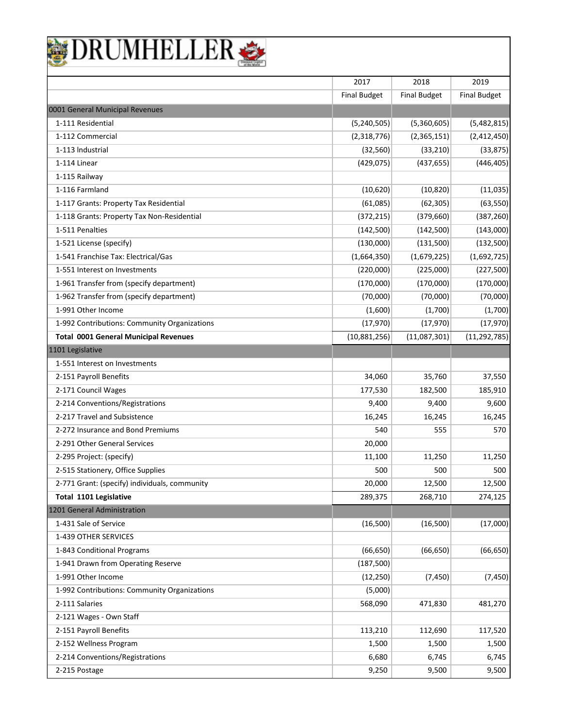# DRUMHELLER

| | 2017 | 2018 | 2019 |
|---|---|---|---|
| | Final Budget | Final Budget | Final Budget |
| 0001 General Municipal Revenues | | | |
| 1-111 Residential | (5,240,505) | (5,360,605) | (5,482,815) |
| 1-112 Commercial | (2,318,776) | (2,365,151) | (2,412,450) |
| 1-113 Industrial | (32,560) | (33,210) | (33,875) |
| 1-114 Linear | (429,075) | (437,655) | (446,405) |
| 1-115 Railway | | | |
| 1-116 Farmland | (10,620) | (10,820) | (11,035) |
| 1-117 Grants: Property Tax Residential | (61,085) | (62,305) | (63,550) |
| 1-118 Grants: Property Tax Non-Residential | (372,215) | (379,660) | (387,260) |
| 1-511 Penalties | (142,500) | (142,500) | (143,000) |
| 1-521 License (specify) | (130,000) | (131,500) | (132,500) |
| 1-541 Franchise Tax: Electrical/Gas | (1,664,350) | (1,679,225) | (1,692,725) |
| 1-551 Interest on Investments | (220,000) | (225,000) | (227,500) |
| 1-961 Transfer from (specify department) | (170,000) | (170,000) | (170,000) |
| 1-962 Transfer from (specify department) | (70,000) | (70,000) | (70,000) |
| 1-991 Other Income | (1,600) | (1,700) | (1,700) |
| 1-992 Contributions: Community Organizations | (17,970) | (17,970) | (17,970) |
| **Total 0001 General Municipal Revenues** | (10,881,256) | (11,087,301) | (11,292,785) |
| 1101 Legislative | | | |
| 1-551 Interest on Investments | | | |
| 2-151 Payroll Benefits | 34,060 | 35,760 | 37,550 |
| 2-171 Council Wages | 177,530 | 182,500 | 185,910 |
| 2-214 Conventions/Registrations | 9,400 | 9,400 | 9,600 |
| 2-217 Travel and Subsistence | 16,245 | 16,245 | 16,245 |
| 2-272 Insurance and Bond Premiums | 540 | 555 | 570 |
| 2-291 Other General Services | 20,000 | | |
| 2-295 Project: (specify) | 11,100 | 11,250 | 11,250 |
| 2-515 Stationery, Office Supplies | 500 | 500 | 500 |
| 2-771 Grant: (specify) individuals, community | 20,000 | 12,500 | 12,500 |
| **Total 1101 Legislative** | 289,375 | 268,710 | 274,125 |
| 1201 General Administration | | | |
| 1-431 Sale of Service | (16,500) | (16,500) | (17,000) |
| 1-439 OTHER SERVICES | | | |
| 1-843 Conditional Programs | (66,650) | (66,650) | (66,650) |
| 1-941 Drawn from Operating Reserve | (187,500) | | |
| 1-991 Other Income | (12,250) | (7,450) | (7,450) |
| 1-992 Contributions: Community Organizations | (5,000) | | |
| 2-111 Salaries | 568,090 | 471,830 | 481,270 |
| 2-121 Wages - Own Staff | | | |
| 2-151 Payroll Benefits | 113,210 | 112,690 | 117,520 |
| 2-152 Wellness Program | 1,500 | 1,500 | 1,500 |
| 2-214 Conventions/Registrations | 6,680 | 6,745 | 6,745 |
| 2-215 Postage | 9,250 | 9,500 | 9,500 |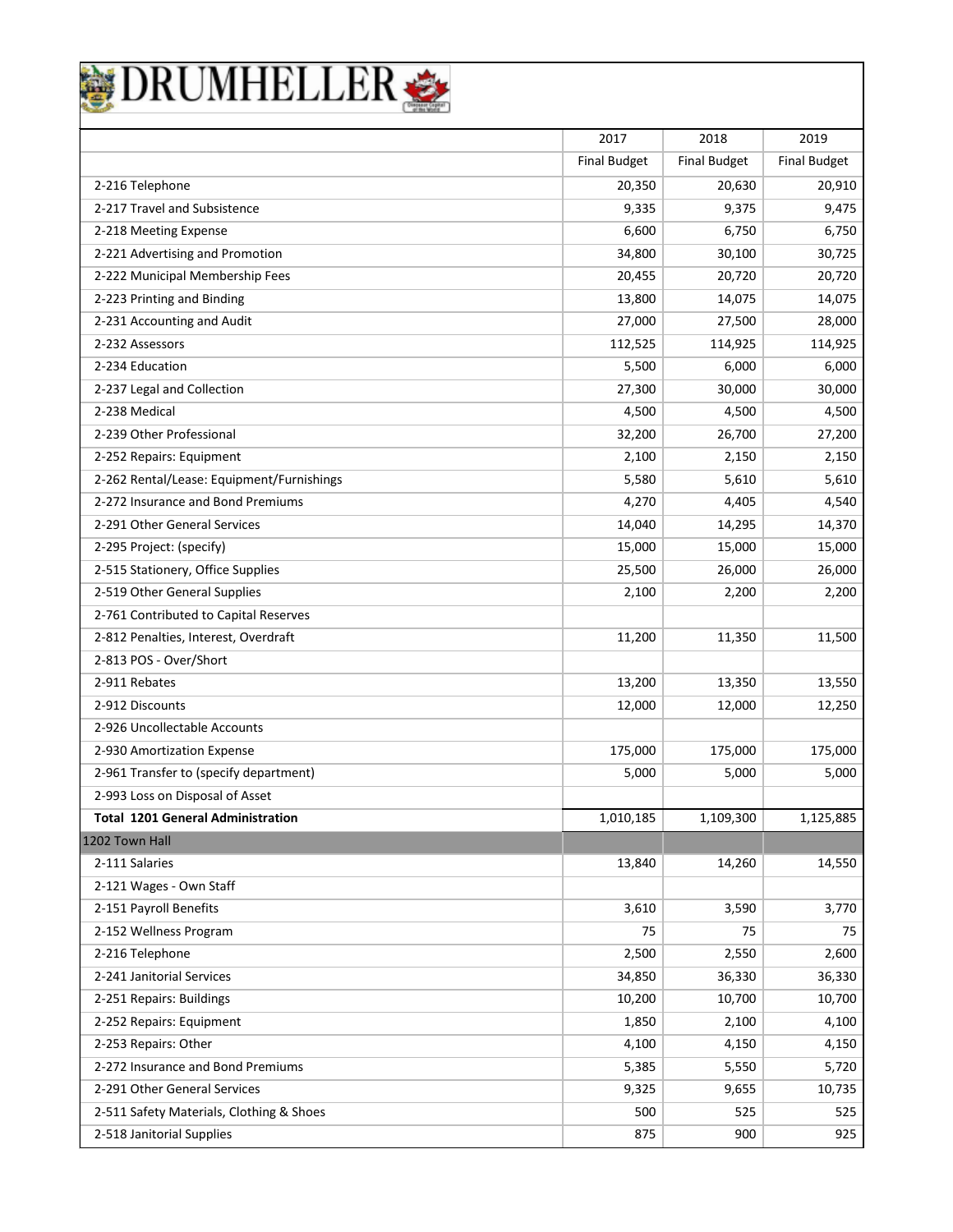# DRUMHELLER

| | 2017 | 2018 | 2019 |
|---|---|---|---|
| | Final Budget | Final Budget | Final Budget |
| 2-216 Telephone | 20,350 | 20,630 | 20,910 |
| 2-217 Travel and Subsistence | 9,335 | 9,375 | 9,475 |
| 2-218 Meeting Expense | 6,600 | 6,750 | 6,750 |
| 2-221 Advertising and Promotion | 34,800 | 30,100 | 30,725 |
| 2-222 Municipal Membership Fees | 20,455 | 20,720 | 20,720 |
| 2-223 Printing and Binding | 13,800 | 14,075 | 14,075 |
| 2-231 Accounting and Audit | 27,000 | 27,500 | 28,000 |
| 2-232 Assessors | 112,525 | 114,925 | 114,925 |
| 2-234 Education | 5,500 | 6,000 | 6,000 |
| 2-237 Legal and Collection | 27,300 | 30,000 | 30,000 |
| 2-238 Medical | 4,500 | 4,500 | 4,500 |
| 2-239 Other Professional | 32,200 | 26,700 | 27,200 |
| 2-252 Repairs: Equipment | 2,100 | 2,150 | 2,150 |
| 2-262 Rental/Lease: Equipment/Furnishings | 5,580 | 5,610 | 5,610 |
| 2-272 Insurance and Bond Premiums | 4,270 | 4,405 | 4,540 |
| 2-291 Other General Services | 14,040 | 14,295 | 14,370 |
| 2-295 Project: (specify) | 15,000 | 15,000 | 15,000 |
| 2-515 Stationery, Office Supplies | 25,500 | 26,000 | 26,000 |
| 2-519 Other General Supplies | 2,100 | 2,200 | 2,200 |
| 2-761 Contributed to Capital Reserves | | | |
| 2-812 Penalties, Interest, Overdraft | 11,200 | 11,350 | 11,500 |
| 2-813 POS - Over/Short | | | |
| 2-911 Rebates | 13,200 | 13,350 | 13,550 |
| 2-912 Discounts | 12,000 | 12,000 | 12,250 |
| 2-926 Uncollectable Accounts | | | |
| 2-930 Amortization Expense | 175,000 | 175,000 | 175,000 |
| 2-961 Transfer to (specify department) | 5,000 | 5,000 | 5,000 |
| 2-993 Loss on Disposal of Asset | | | |
| **Total 1201 General Administration** | 1,010,185 | 1,109,300 | 1,125,885 |
| 1202 Town Hall | | | |
| 2-111 Salaries | 13,840 | 14,260 | 14,550 |
| 2-121 Wages - Own Staff | | | |
| 2-151 Payroll Benefits | 3,610 | 3,590 | 3,770 |
| 2-152 Wellness Program | 75 | 75 | 75 |
| 2-216 Telephone | 2,500 | 2,550 | 2,600 |
| 2-241 Janitorial Services | 34,850 | 36,330 | 36,330 |
| 2-251 Repairs: Buildings | 10,200 | 10,700 | 10,700 |
| 2-252 Repairs: Equipment | 1,850 | 2,100 | 4,100 |
| 2-253 Repairs: Other | 4,100 | 4,150 | 4,150 |
| 2-272 Insurance and Bond Premiums | 5,385 | 5,550 | 5,720 |
| 2-291 Other General Services | 9,325 | 9,655 | 10,735 |
| 2-511 Safety Materials, Clothing & Shoes | 500 | 525 | 525 |
| 2-518 Janitorial Supplies | 875 | 900 | 925 |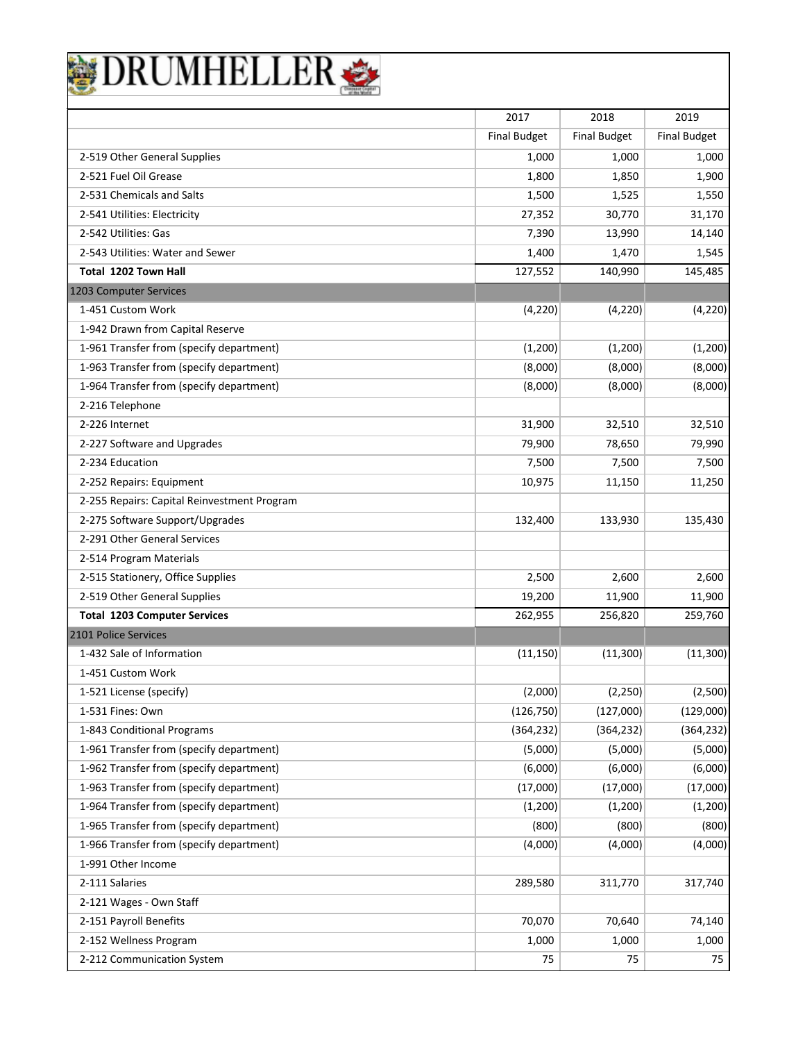# DRUMHELLER

| | 2017 | 2018 | 2019 |
|---|---|---|---|
| | Final Budget | Final Budget | Final Budget |
| 2-519 Other General Supplies | 1,000 | 1,000 | 1,000 |
| 2-521 Fuel Oil Grease | 1,800 | 1,850 | 1,900 |
| 2-531 Chemicals and Salts | 1,500 | 1,525 | 1,550 |
| 2-541 Utilities: Electricity | 27,352 | 30,770 | 31,170 |
| 2-542 Utilities: Gas | 7,390 | 13,990 | 14,140 |
| 2-543 Utilities: Water and Sewer | 1,400 | 1,470 | 1,545 |
| **Total 1202 Town Hall** | 127,552 | 140,990 | 145,485 |
| 1203 Computer Services | | | |
| 1-451 Custom Work | (4,220) | (4,220) | (4,220) |
| 1-942 Drawn from Capital Reserve | | | |
| 1-961 Transfer from (specify department) | (1,200) | (1,200) | (1,200) |
| 1-963 Transfer from (specify department) | (8,000) | (8,000) | (8,000) |
| 1-964 Transfer from (specify department) | (8,000) | (8,000) | (8,000) |
| 2-216 Telephone | | | |
| 2-226 Internet | 31,900 | 32,510 | 32,510 |
| 2-227 Software and Upgrades | 79,900 | 78,650 | 79,990 |
| 2-234 Education | 7,500 | 7,500 | 7,500 |
| 2-252 Repairs: Equipment | 10,975 | 11,150 | 11,250 |
| 2-255 Repairs: Capital Reinvestment Program | | | |
| 2-275 Software Support/Upgrades | 132,400 | 133,930 | 135,430 |
| 2-291 Other General Services | | | |
| 2-514 Program Materials | | | |
| 2-515 Stationery, Office Supplies | 2,500 | 2,600 | 2,600 |
| 2-519 Other General Supplies | 19,200 | 11,900 | 11,900 |
| **Total 1203 Computer Services** | 262,955 | 256,820 | 259,760 |
| 2101 Police Services | | | |
| 1-432 Sale of Information | (11,150) | (11,300) | (11,300) |
| 1-451 Custom Work | | | |
| 1-521 License (specify) | (2,000) | (2,250) | (2,500) |
| 1-531 Fines: Own | (126,750) | (127,000) | (129,000) |
| 1-843 Conditional Programs | (364,232) | (364,232) | (364,232) |
| 1-961 Transfer from (specify department) | (5,000) | (5,000) | (5,000) |
| 1-962 Transfer from (specify department) | (6,000) | (6,000) | (6,000) |
| 1-963 Transfer from (specify department) | (17,000) | (17,000) | (17,000) |
| 1-964 Transfer from (specify department) | (1,200) | (1,200) | (1,200) |
| 1-965 Transfer from (specify department) | (800) | (800) | (800) |
| 1-966 Transfer from (specify department) | (4,000) | (4,000) | (4,000) |
| 1-991 Other Income | | | |
| 2-111 Salaries | 289,580 | 311,770 | 317,740 |
| 2-121 Wages - Own Staff | | | |
| 2-151 Payroll Benefits | 70,070 | 70,640 | 74,140 |
| 2-152 Wellness Program | 1,000 | 1,000 | 1,000 |
| 2-212 Communication System | 75 | 75 | 75 |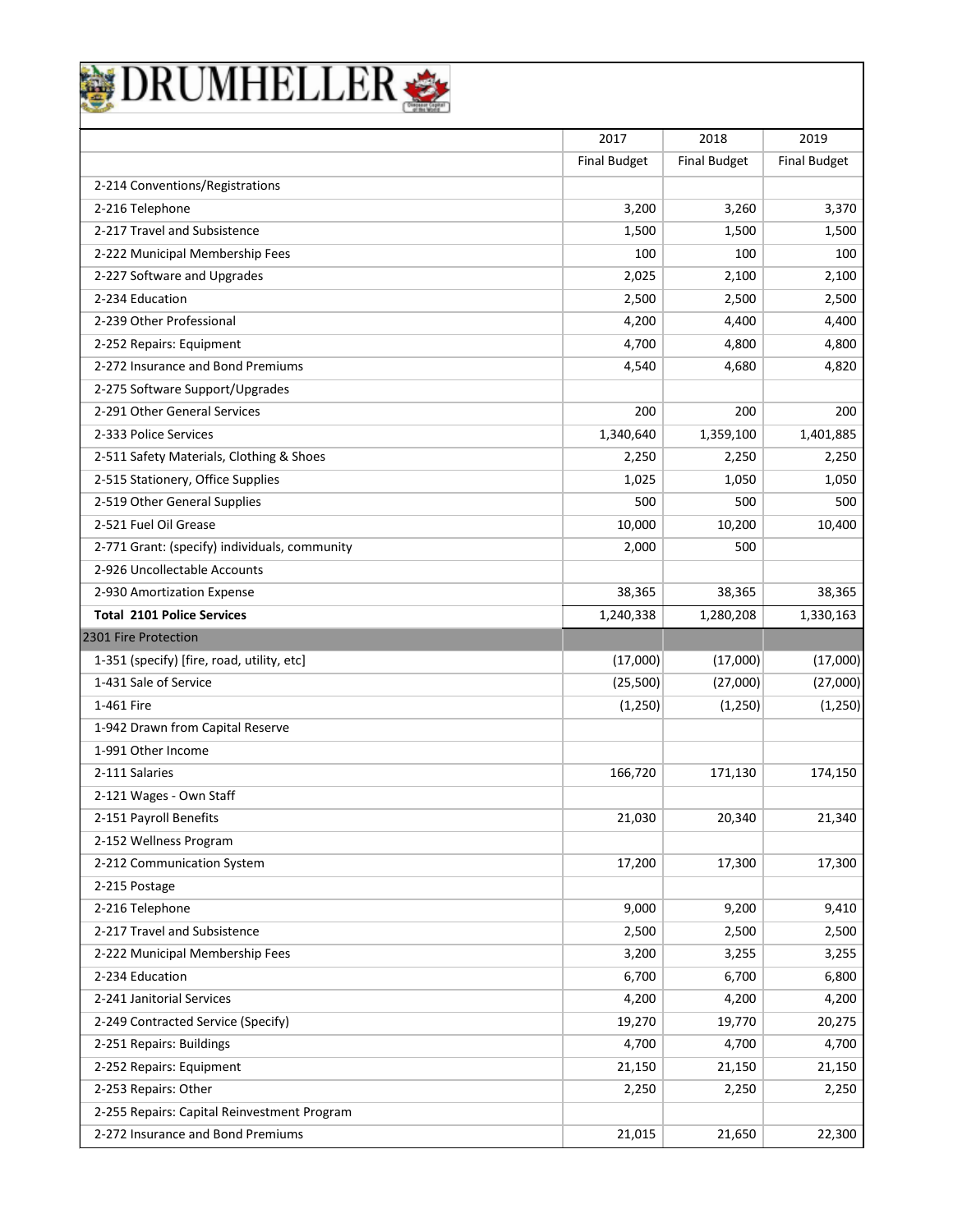# DRUMHELLER

| | 2017 | 2018 | 2019 |
|---|---|---|---|
| | Final Budget | Final Budget | Final Budget |
| 2-214 Conventions/Registrations | | | |
| 2-216 Telephone | 3,200 | 3,260 | 3,370 |
| 2-217 Travel and Subsistence | 1,500 | 1,500 | 1,500 |
| 2-222 Municipal Membership Fees | 100 | 100 | 100 |
| 2-227 Software and Upgrades | 2,025 | 2,100 | 2,100 |
| 2-234 Education | 2,500 | 2,500 | 2,500 |
| 2-239 Other Professional | 4,200 | 4,400 | 4,400 |
| 2-252 Repairs: Equipment | 4,700 | 4,800 | 4,800 |
| 2-272 Insurance and Bond Premiums | 4,540 | 4,680 | 4,820 |
| 2-275 Software Support/Upgrades | | | |
| 2-291 Other General Services | 200 | 200 | 200 |
| 2-333 Police Services | 1,340,640 | 1,359,100 | 1,401,885 |
| 2-511 Safety Materials, Clothing & Shoes | 2,250 | 2,250 | 2,250 |
| 2-515 Stationery, Office Supplies | 1,025 | 1,050 | 1,050 |
| 2-519 Other General Supplies | 500 | 500 | 500 |
| 2-521 Fuel Oil Grease | 10,000 | 10,200 | 10,400 |
| 2-771 Grant: (specify) individuals, community | 2,000 | 500 | |
| 2-926 Uncollectable Accounts | | | |
| 2-930 Amortization Expense | 38,365 | 38,365 | 38,365 |
| **Total 2101 Police Services** | 1,240,338 | 1,280,208 | 1,330,163 |
| 2301 Fire Protection | | | |
| 1-351 (specify) [fire, road, utility, etc] | (17,000) | (17,000) | (17,000) |
| 1-431 Sale of Service | (25,500) | (27,000) | (27,000) |
| 1-461 Fire | (1,250) | (1,250) | (1,250) |
| 1-942 Drawn from Capital Reserve | | | |
| 1-991 Other Income | | | |
| 2-111 Salaries | 166,720 | 171,130 | 174,150 |
| 2-121 Wages - Own Staff | | | |
| 2-151 Payroll Benefits | 21,030 | 20,340 | 21,340 |
| 2-152 Wellness Program | | | |
| 2-212 Communication System | 17,200 | 17,300 | 17,300 |
| 2-215 Postage | | | |
| 2-216 Telephone | 9,000 | 9,200 | 9,410 |
| 2-217 Travel and Subsistence | 2,500 | 2,500 | 2,500 |
| 2-222 Municipal Membership Fees | 3,200 | 3,255 | 3,255 |
| 2-234 Education | 6,700 | 6,700 | 6,800 |
| 2-241 Janitorial Services | 4,200 | 4,200 | 4,200 |
| 2-249 Contracted Service (Specify) | 19,270 | 19,770 | 20,275 |
| 2-251 Repairs: Buildings | 4,700 | 4,700 | 4,700 |
| 2-252 Repairs: Equipment | 21,150 | 21,150 | 21,150 |
| 2-253 Repairs: Other | 2,250 | 2,250 | 2,250 |
| 2-255 Repairs: Capital Reinvestment Program | | | |
| 2-272 Insurance and Bond Premiums | 21,015 | 21,650 | 22,300 |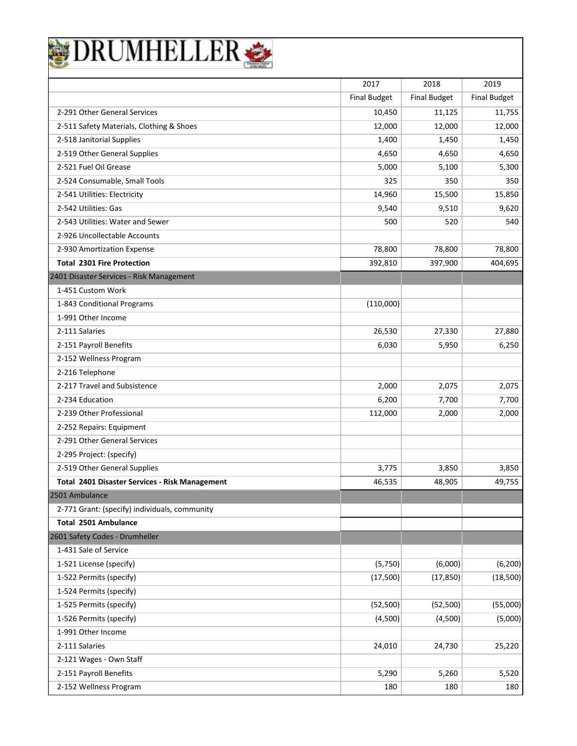# DRUMHELLER

| | 2017 | 2018 | 2019 |
|---|---|---|---|
| | Final Budget | Final Budget | Final Budget |
| 2-291 Other General Services | 10,450 | 11,125 | 11,755 |
| 2-511 Safety Materials, Clothing & Shoes | 12,000 | 12,000 | 12,000 |
| 2-518 Janitorial Supplies | 1,400 | 1,450 | 1,450 |
| 2-519 Other General Supplies | 4,650 | 4,650 | 4,650 |
| 2-521 Fuel Oil Grease | 5,000 | 5,100 | 5,300 |
| 2-524 Consumable, Small Tools | 325 | 350 | 350 |
| 2-541 Utilities: Electricity | 14,960 | 15,500 | 15,850 |
| 2-542 Utilities: Gas | 9,540 | 9,510 | 9,620 |
| 2-543 Utilities: Water and Sewer | 500 | 520 | 540 |
| 2-926 Uncollectable Accounts | | | |
| 2-930 Amortization Expense | 78,800 | 78,800 | 78,800 |
| **Total 2301 Fire Protection** | 392,810 | 397,900 | 404,695 |
| 2401 Disaster Services - Risk Management | | | |
| 1-451 Custom Work | | | |
| 1-843 Conditional Programs | (110,000) | | |
| 1-991 Other Income | | | |
| 2-111 Salaries | 26,530 | 27,330 | 27,880 |
| 2-151 Payroll Benefits | 6,030 | 5,950 | 6,250 |
| 2-152 Wellness Program | | | |
| 2-216 Telephone | | | |
| 2-217 Travel and Subsistence | 2,000 | 2,075 | 2,075 |
| 2-234 Education | 6,200 | 7,700 | 7,700 |
| 2-239 Other Professional | 112,000 | 2,000 | 2,000 |
| 2-252 Repairs: Equipment | | | |
| 2-291 Other General Services | | | |
| 2-295 Project: (specify) | | | |
| 2-519 Other General Supplies | 3,775 | 3,850 | 3,850 |
| **Total 2401 Disaster Services - Risk Management** | 46,535 | 48,905 | 49,755 |
| 2501 Ambulance | | | |
| 2-771 Grant: (specify) individuals, community | | | |
| **Total 2501 Ambulance** | | | |
| 2601 Safety Codes - Drumheller | | | |
| 1-431 Sale of Service | | | |
| 1-521 License (specify) | (5,750) | (6,000) | (6,200) |
| 1-522 Permits (specify) | (17,500) | (17,850) | (18,500) |
| 1-524 Permits (specify) | | | |
| 1-525 Permits (specify) | (52,500) | (52,500) | (55,000) |
| 1-526 Permits (specify) | (4,500) | (4,500) | (5,000) |
| 1-991 Other Income | | | |
| 2-111 Salaries | 24,010 | 24,730 | 25,220 |
| 2-121 Wages - Own Staff | | | |
| 2-151 Payroll Benefits | 5,290 | 5,260 | 5,520 |
| 2-152 Wellness Program | 180 | 180 | 180 |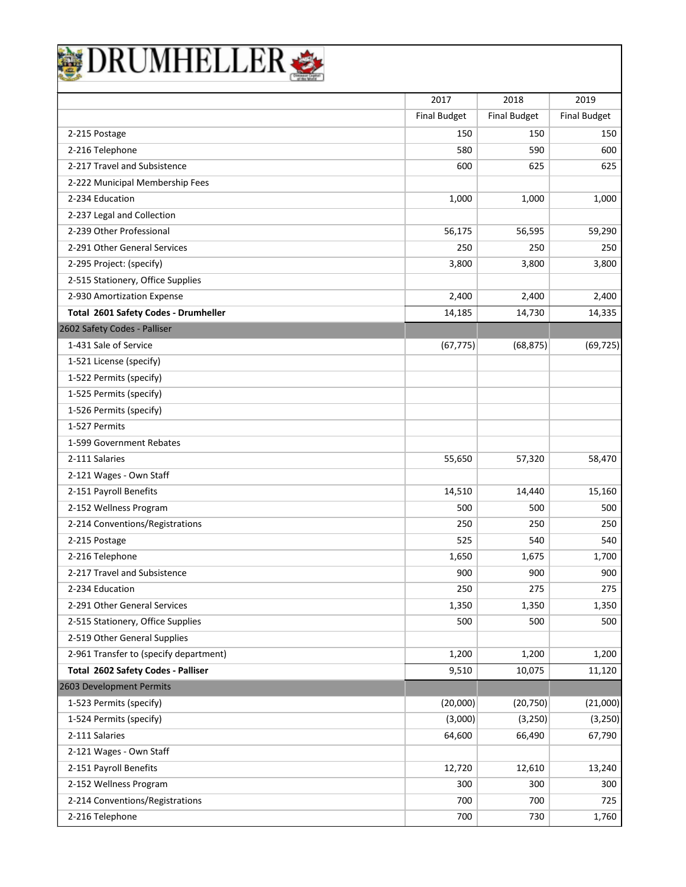# DRUMHELLER

| | 2017 | 2018 | 2019 |
|---|---|---|---|
| | Final Budget | Final Budget | Final Budget |
| 2-215 Postage | 150 | 150 | 150 |
| 2-216 Telephone | 580 | 590 | 600 |
| 2-217 Travel and Subsistence | 600 | 625 | 625 |
| 2-222 Municipal Membership Fees | | | |
| 2-234 Education | 1,000 | 1,000 | 1,000 |
| 2-237 Legal and Collection | | | |
| 2-239 Other Professional | 56,175 | 56,595 | 59,290 |
| 2-291 Other General Services | 250 | 250 | 250 |
| 2-295 Project: (specify) | 3,800 | 3,800 | 3,800 |
| 2-515 Stationery, Office Supplies | | | |
| 2-930 Amortization Expense | 2,400 | 2,400 | 2,400 |
| **Total 2601 Safety Codes - Drumheller** | 14,185 | 14,730 | 14,335 |
| 2602 Safety Codes - Palliser | | | |
| 1-431 Sale of Service | (67,775) | (68,875) | (69,725) |
| 1-521 License (specify) | | | |
| 1-522 Permits (specify) | | | |
| 1-525 Permits (specify) | | | |
| 1-526 Permits (specify) | | | |
| 1-527 Permits | | | |
| 1-599 Government Rebates | | | |
| 2-111 Salaries | 55,650 | 57,320 | 58,470 |
| 2-121 Wages - Own Staff | | | |
| 2-151 Payroll Benefits | 14,510 | 14,440 | 15,160 |
| 2-152 Wellness Program | 500 | 500 | 500 |
| 2-214 Conventions/Registrations | 250 | 250 | 250 |
| 2-215 Postage | 525 | 540 | 540 |
| 2-216 Telephone | 1,650 | 1,675 | 1,700 |
| 2-217 Travel and Subsistence | 900 | 900 | 900 |
| 2-234 Education | 250 | 275 | 275 |
| 2-291 Other General Services | 1,350 | 1,350 | 1,350 |
| 2-515 Stationery, Office Supplies | 500 | 500 | 500 |
| 2-519 Other General Supplies | | | |
| 2-961 Transfer to (specify department) | 1,200 | 1,200 | 1,200 |
| **Total 2602 Safety Codes - Palliser** | 9,510 | 10,075 | 11,120 |
| 2603 Development Permits | | | |
| 1-523 Permits (specify) | (20,000) | (20,750) | (21,000) |
| 1-524 Permits (specify) | (3,000) | (3,250) | (3,250) |
| 2-111 Salaries | 64,600 | 66,490 | 67,790 |
| 2-121 Wages - Own Staff | | | |
| 2-151 Payroll Benefits | 12,720 | 12,610 | 13,240 |
| 2-152 Wellness Program | 300 | 300 | 300 |
| 2-214 Conventions/Registrations | 700 | 700 | 725 |
| 2-216 Telephone | 700 | 730 | 1,760 |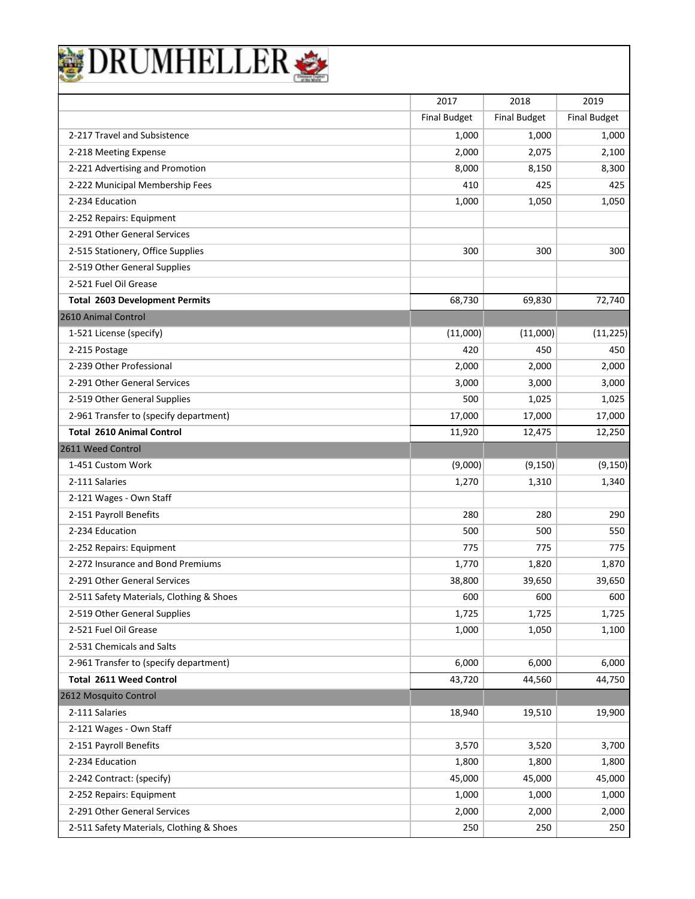# DRUMHELLER

| | 2017 | 2018 | 2019 |
|---|---|---|---|
| | Final Budget | Final Budget | Final Budget |
| 2-217 Travel and Subsistence | 1,000 | 1,000 | 1,000 |
| 2-218 Meeting Expense | 2,000 | 2,075 | 2,100 |
| 2-221 Advertising and Promotion | 8,000 | 8,150 | 8,300 |
| 2-222 Municipal Membership Fees | 410 | 425 | 425 |
| 2-234 Education | 1,000 | 1,050 | 1,050 |
| 2-252 Repairs: Equipment | | | |
| 2-291 Other General Services | | | |
| 2-515 Stationery, Office Supplies | 300 | 300 | 300 |
| 2-519 Other General Supplies | | | |
| 2-521 Fuel Oil Grease | | | |
| **Total 2603 Development Permits** | 68,730 | 69,830 | 72,740 |
| 2610 Animal Control | | | |
| 1-521 License (specify) | (11,000) | (11,000) | (11,225) |
| 2-215 Postage | 420 | 450 | 450 |
| 2-239 Other Professional | 2,000 | 2,000 | 2,000 |
| 2-291 Other General Services | 3,000 | 3,000 | 3,000 |
| 2-519 Other General Supplies | 500 | 1,025 | 1,025 |
| 2-961 Transfer to (specify department) | 17,000 | 17,000 | 17,000 |
| **Total 2610 Animal Control** | 11,920 | 12,475 | 12,250 |
| 2611 Weed Control | | | |
| 1-451 Custom Work | (9,000) | (9,150) | (9,150) |
| 2-111 Salaries | 1,270 | 1,310 | 1,340 |
| 2-121 Wages - Own Staff | | | |
| 2-151 Payroll Benefits | 280 | 280 | 290 |
| 2-234 Education | 500 | 500 | 550 |
| 2-252 Repairs: Equipment | 775 | 775 | 775 |
| 2-272 Insurance and Bond Premiums | 1,770 | 1,820 | 1,870 |
| 2-291 Other General Services | 38,800 | 39,650 | 39,650 |
| 2-511 Safety Materials, Clothing & Shoes | 600 | 600 | 600 |
| 2-519 Other General Supplies | 1,725 | 1,725 | 1,725 |
| 2-521 Fuel Oil Grease | 1,000 | 1,050 | 1,100 |
| 2-531 Chemicals and Salts | | | |
| 2-961 Transfer to (specify department) | 6,000 | 6,000 | 6,000 |
| **Total 2611 Weed Control** | 43,720 | 44,560 | 44,750 |
| 2612 Mosquito Control | | | |
| 2-111 Salaries | 18,940 | 19,510 | 19,900 |
| 2-121 Wages - Own Staff | | | |
| 2-151 Payroll Benefits | 3,570 | 3,520 | 3,700 |
| 2-234 Education | 1,800 | 1,800 | 1,800 |
| 2-242 Contract: (specify) | 45,000 | 45,000 | 45,000 |
| 2-252 Repairs: Equipment | 1,000 | 1,000 | 1,000 |
| 2-291 Other General Services | 2,000 | 2,000 | 2,000 |
| 2-511 Safety Materials, Clothing & Shoes | 250 | 250 | 250 |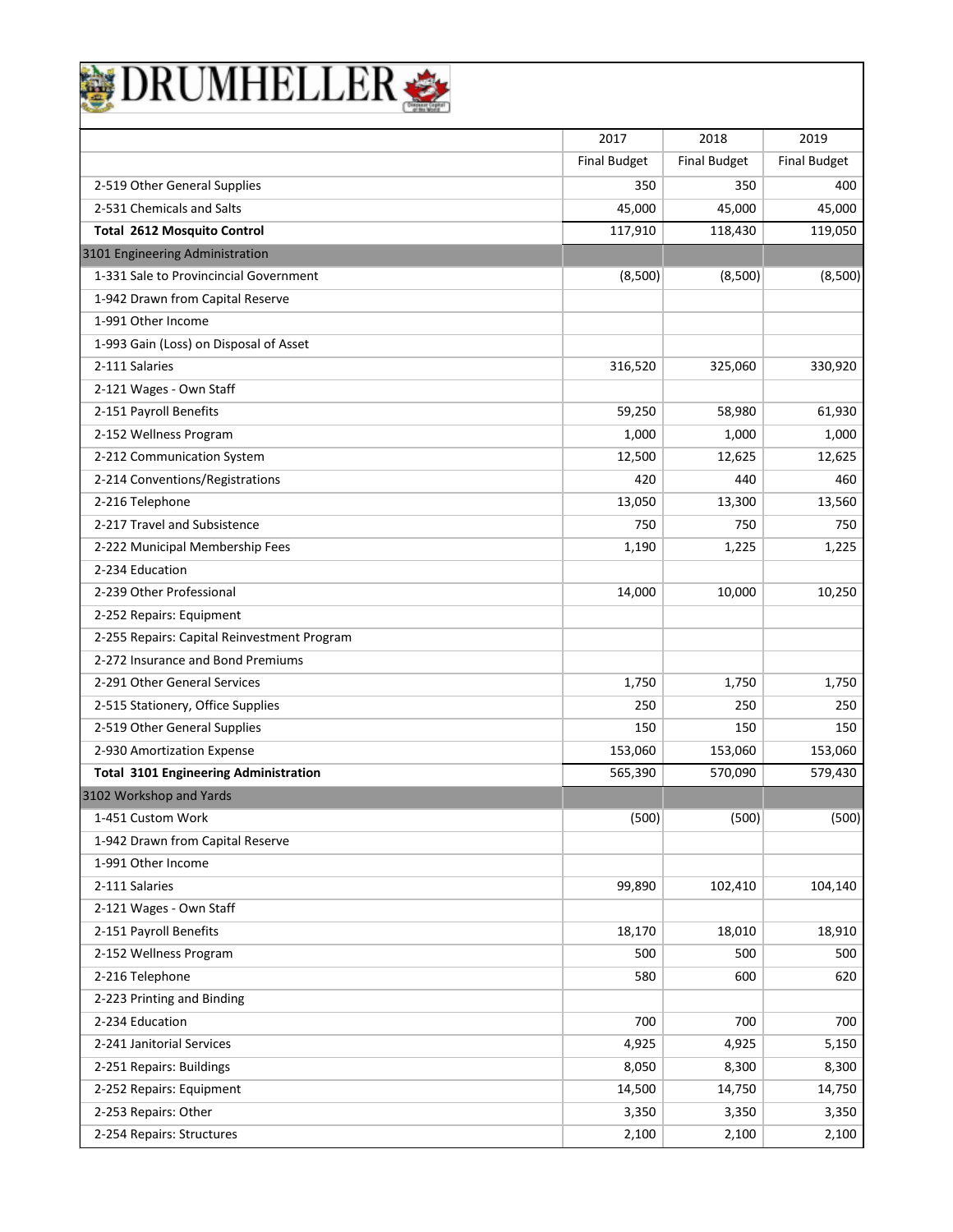# DRUMHELLER

| | 2017 | 2018 | 2019 |
|---|---|---|---|
| | Final Budget | Final Budget | Final Budget |
| 2-519 Other General Supplies | 350 | 350 | 400 |
| 2-531 Chemicals and Salts | 45,000 | 45,000 | 45,000 |
| **Total 2612 Mosquito Control** | 117,910 | 118,430 | 119,050 |
| 3101 Engineering Administration | | | |
| 1-331 Sale to Provincincial Government | (8,500) | (8,500) | (8,500) |
| 1-942 Drawn from Capital Reserve | | | |
| 1-991 Other Income | | | |
| 1-993 Gain (Loss) on Disposal of Asset | | | |
| 2-111 Salaries | 316,520 | 325,060 | 330,920 |
| 2-121 Wages - Own Staff | | | |
| 2-151 Payroll Benefits | 59,250 | 58,980 | 61,930 |
| 2-152 Wellness Program | 1,000 | 1,000 | 1,000 |
| 2-212 Communication System | 12,500 | 12,625 | 12,625 |
| 2-214 Conventions/Registrations | 420 | 440 | 460 |
| 2-216 Telephone | 13,050 | 13,300 | 13,560 |
| 2-217 Travel and Subsistence | 750 | 750 | 750 |
| 2-222 Municipal Membership Fees | 1,190 | 1,225 | 1,225 |
| 2-234 Education | | | |
| 2-239 Other Professional | 14,000 | 10,000 | 10,250 |
| 2-252 Repairs: Equipment | | | |
| 2-255 Repairs: Capital Reinvestment Program | | | |
| 2-272 Insurance and Bond Premiums | | | |
| 2-291 Other General Services | 1,750 | 1,750 | 1,750 |
| 2-515 Stationery, Office Supplies | 250 | 250 | 250 |
| 2-519 Other General Supplies | 150 | 150 | 150 |
| 2-930 Amortization Expense | 153,060 | 153,060 | 153,060 |
| **Total 3101 Engineering Administration** | 565,390 | 570,090 | 579,430 |
| 3102 Workshop and Yards | | | |
| 1-451 Custom Work | (500) | (500) | (500) |
| 1-942 Drawn from Capital Reserve | | | |
| 1-991 Other Income | | | |
| 2-111 Salaries | 99,890 | 102,410 | 104,140 |
| 2-121 Wages - Own Staff | | | |
| 2-151 Payroll Benefits | 18,170 | 18,010 | 18,910 |
| 2-152 Wellness Program | 500 | 500 | 500 |
| 2-216 Telephone | 580 | 600 | 620 |
| 2-223 Printing and Binding | | | |
| 2-234 Education | 700 | 700 | 700 |
| 2-241 Janitorial Services | 4,925 | 4,925 | 5,150 |
| 2-251 Repairs: Buildings | 8,050 | 8,300 | 8,300 |
| 2-252 Repairs: Equipment | 14,500 | 14,750 | 14,750 |
| 2-253 Repairs: Other | 3,350 | 3,350 | 3,350 |
| 2-254 Repairs: Structures | 2,100 | 2,100 | 2,100 |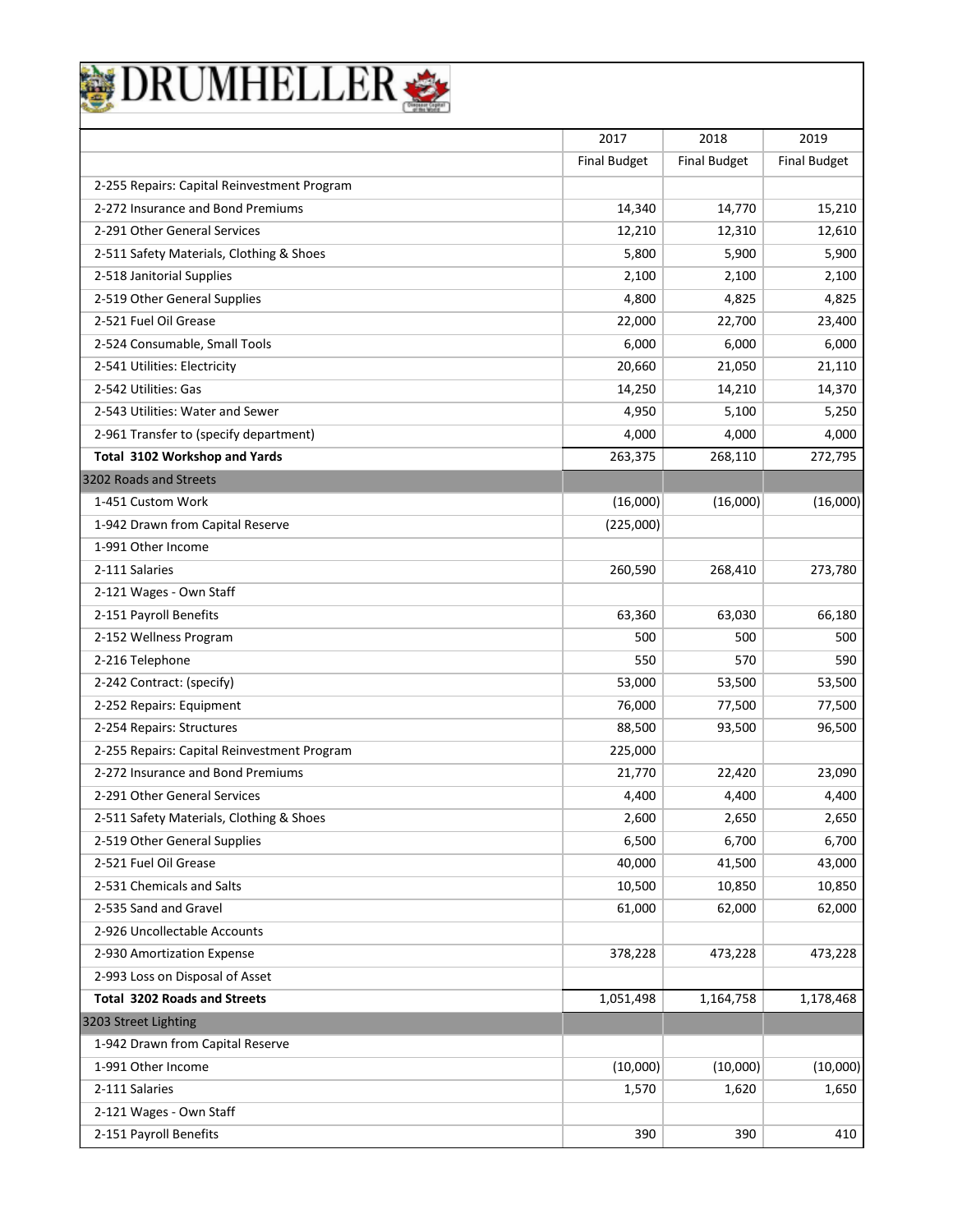# DRUMHELLER

| | 2017 | 2018 | 2019 |
|---|---|---|---|
| | Final Budget | Final Budget | Final Budget |
| 2-255 Repairs: Capital Reinvestment Program | | | |
| 2-272 Insurance and Bond Premiums | 14,340 | 14,770 | 15,210 |
| 2-291 Other General Services | 12,210 | 12,310 | 12,610 |
| 2-511 Safety Materials, Clothing & Shoes | 5,800 | 5,900 | 5,900 |
| 2-518 Janitorial Supplies | 2,100 | 2,100 | 2,100 |
| 2-519 Other General Supplies | 4,800 | 4,825 | 4,825 |
| 2-521 Fuel Oil Grease | 22,000 | 22,700 | 23,400 |
| 2-524 Consumable, Small Tools | 6,000 | 6,000 | 6,000 |
| 2-541 Utilities: Electricity | 20,660 | 21,050 | 21,110 |
| 2-542 Utilities: Gas | 14,250 | 14,210 | 14,370 |
| 2-543 Utilities: Water and Sewer | 4,950 | 5,100 | 5,250 |
| 2-961 Transfer to (specify department) | 4,000 | 4,000 | 4,000 |
| **Total 3102 Workshop and Yards** | 263,375 | 268,110 | 272,795 |
| 3202 Roads and Streets | | | |
| 1-451 Custom Work | (16,000) | (16,000) | (16,000) |
| 1-942 Drawn from Capital Reserve | (225,000) | | |
| 1-991 Other Income | | | |
| 2-111 Salaries | 260,590 | 268,410 | 273,780 |
| 2-121 Wages - Own Staff | | | |
| 2-151 Payroll Benefits | 63,360 | 63,030 | 66,180 |
| 2-152 Wellness Program | 500 | 500 | 500 |
| 2-216 Telephone | 550 | 570 | 590 |
| 2-242 Contract: (specify) | 53,000 | 53,500 | 53,500 |
| 2-252 Repairs: Equipment | 76,000 | 77,500 | 77,500 |
| 2-254 Repairs: Structures | 88,500 | 93,500 | 96,500 |
| 2-255 Repairs: Capital Reinvestment Program | 225,000 | | |
| 2-272 Insurance and Bond Premiums | 21,770 | 22,420 | 23,090 |
| 2-291 Other General Services | 4,400 | 4,400 | 4,400 |
| 2-511 Safety Materials, Clothing & Shoes | 2,600 | 2,650 | 2,650 |
| 2-519 Other General Supplies | 6,500 | 6,700 | 6,700 |
| 2-521 Fuel Oil Grease | 40,000 | 41,500 | 43,000 |
| 2-531 Chemicals and Salts | 10,500 | 10,850 | 10,850 |
| 2-535 Sand and Gravel | 61,000 | 62,000 | 62,000 |
| 2-926 Uncollectable Accounts | | | |
| 2-930 Amortization Expense | 378,228 | 473,228 | 473,228 |
| 2-993 Loss on Disposal of Asset | | | |
| **Total 3202 Roads and Streets** | 1,051,498 | 1,164,758 | 1,178,468 |
| 3203 Street Lighting | | | |
| 1-942 Drawn from Capital Reserve | | | |
| 1-991 Other Income | (10,000) | (10,000) | (10,000) |
| 2-111 Salaries | 1,570 | 1,620 | 1,650 |
| 2-121 Wages - Own Staff | | | |
| 2-151 Payroll Benefits | 390 | 390 | 410 |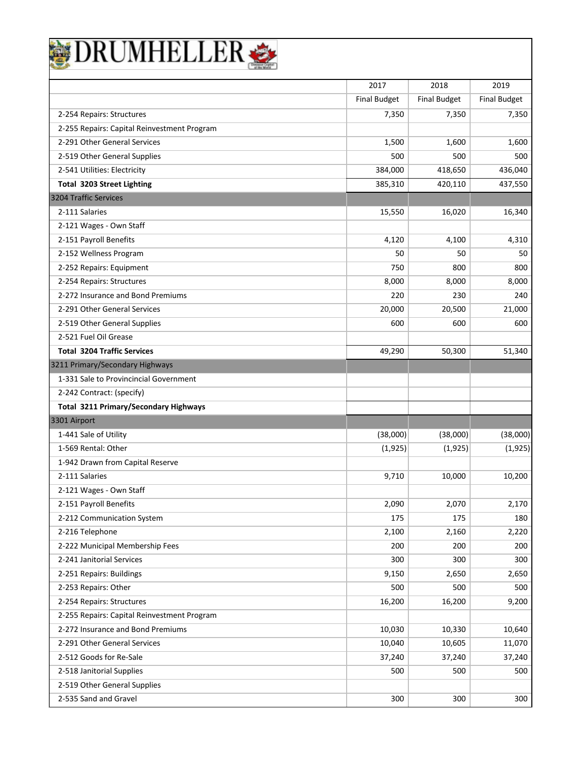# DRUMHELLER

| | 2017 | 2018 | 2019 |
|---|---|---|---|
| | Final Budget | Final Budget | Final Budget |
| 2-254 Repairs: Structures | 7,350 | 7,350 | 7,350 |
| 2-255 Repairs: Capital Reinvestment Program | | | |
| 2-291 Other General Services | 1,500 | 1,600 | 1,600 |
| 2-519 Other General Supplies | 500 | 500 | 500 |
| 2-541 Utilities: Electricity | 384,000 | 418,650 | 436,040 |
| **Total 3203 Street Lighting** | 385,310 | 420,110 | 437,550 |
| 3204 Traffic Services | | | |
| 2-111 Salaries | 15,550 | 16,020 | 16,340 |
| 2-121 Wages - Own Staff | | | |
| 2-151 Payroll Benefits | 4,120 | 4,100 | 4,310 |
| 2-152 Wellness Program | 50 | 50 | 50 |
| 2-252 Repairs: Equipment | 750 | 800 | 800 |
| 2-254 Repairs: Structures | 8,000 | 8,000 | 8,000 |
| 2-272 Insurance and Bond Premiums | 220 | 230 | 240 |
| 2-291 Other General Services | 20,000 | 20,500 | 21,000 |
| 2-519 Other General Supplies | 600 | 600 | 600 |
| 2-521 Fuel Oil Grease | | | |
| **Total 3204 Traffic Services** | 49,290 | 50,300 | 51,340 |
| 3211 Primary/Secondary Highways | | | |
| 1-331 Sale to Provincincial Government | | | |
| 2-242 Contract: (specify) | | | |
| **Total 3211 Primary/Secondary Highways** | | | |
| 3301 Airport | | | |
| 1-441 Sale of Utility | (38,000) | (38,000) | (38,000) |
| 1-569 Rental: Other | (1,925) | (1,925) | (1,925) |
| 1-942 Drawn from Capital Reserve | | | |
| 2-111 Salaries | 9,710 | 10,000 | 10,200 |
| 2-121 Wages - Own Staff | | | |
| 2-151 Payroll Benefits | 2,090 | 2,070 | 2,170 |
| 2-212 Communication System | 175 | 175 | 180 |
| 2-216 Telephone | 2,100 | 2,160 | 2,220 |
| 2-222 Municipal Membership Fees | 200 | 200 | 200 |
| 2-241 Janitorial Services | 300 | 300 | 300 |
| 2-251 Repairs: Buildings | 9,150 | 2,650 | 2,650 |
| 2-253 Repairs: Other | 500 | 500 | 500 |
| 2-254 Repairs: Structures | 16,200 | 16,200 | 9,200 |
| 2-255 Repairs: Capital Reinvestment Program | | | |
| 2-272 Insurance and Bond Premiums | 10,030 | 10,330 | 10,640 |
| 2-291 Other General Services | 10,040 | 10,605 | 11,070 |
| 2-512 Goods for Re-Sale | 37,240 | 37,240 | 37,240 |
| 2-518 Janitorial Supplies | 500 | 500 | 500 |
| 2-519 Other General Supplies | | | |
| 2-535 Sand and Gravel | 300 | 300 | 300 |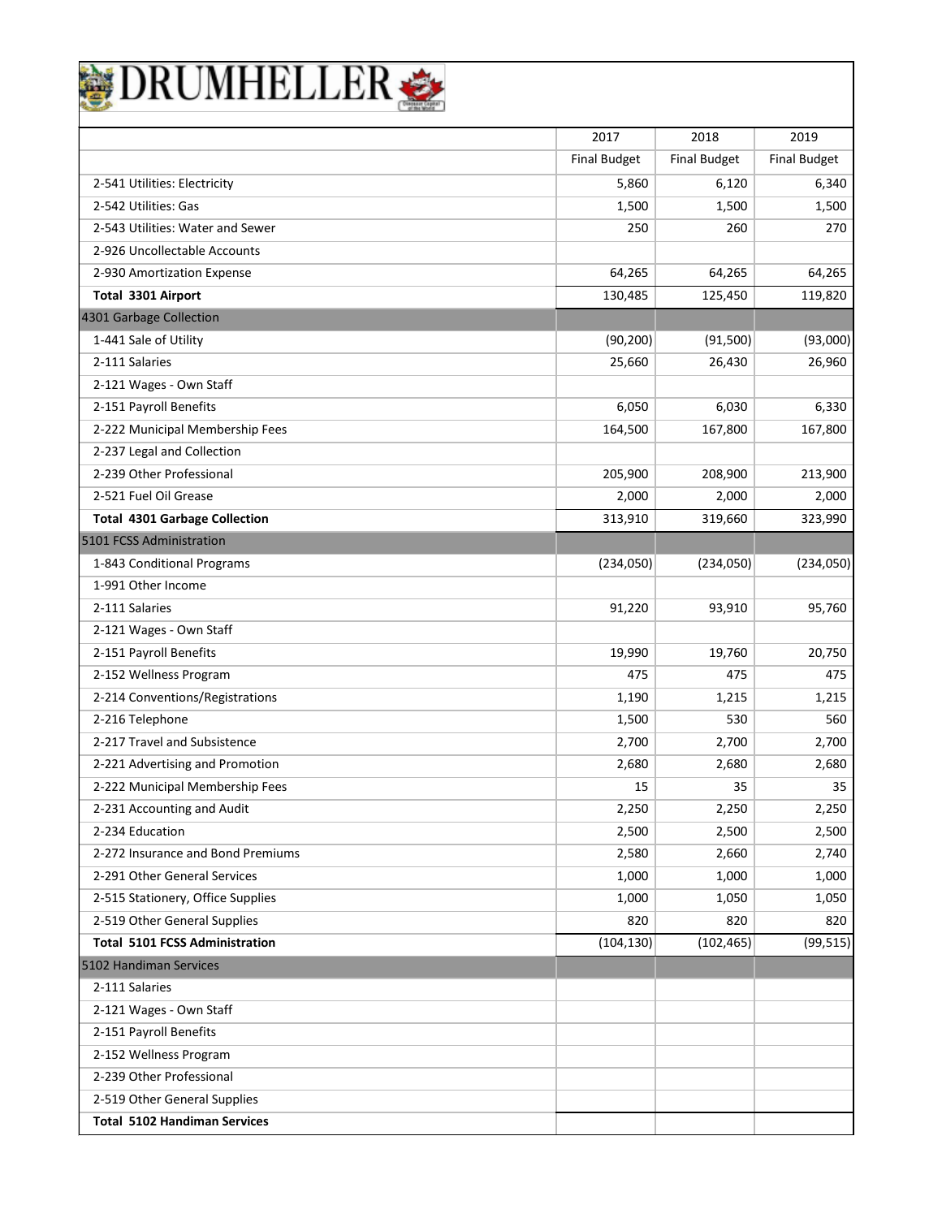# DRUMHELLER

| | 2017 | 2018 | 2019 |
|---|---|---|---|
| | Final Budget | Final Budget | Final Budget |
| 2-541 Utilities: Electricity | 5,860 | 6,120 | 6,340 |
| 2-542 Utilities: Gas | 1,500 | 1,500 | 1,500 |
| 2-543 Utilities: Water and Sewer | 250 | 260 | 270 |
| 2-926 Uncollectable Accounts | | | |
| 2-930 Amortization Expense | 64,265 | 64,265 | 64,265 |
| **Total 3301 Airport** | 130,485 | 125,450 | 119,820 |
| 4301 Garbage Collection | | | |
| 1-441 Sale of Utility | (90,200) | (91,500) | (93,000) |
| 2-111 Salaries | 25,660 | 26,430 | 26,960 |
| 2-121 Wages - Own Staff | | | |
| 2-151 Payroll Benefits | 6,050 | 6,030 | 6,330 |
| 2-222 Municipal Membership Fees | 164,500 | 167,800 | 167,800 |
| 2-237 Legal and Collection | | | |
| 2-239 Other Professional | 205,900 | 208,900 | 213,900 |
| 2-521 Fuel Oil Grease | 2,000 | 2,000 | 2,000 |
| **Total 4301 Garbage Collection** | 313,910 | 319,660 | 323,990 |
| 5101 FCSS Administration | | | |
| 1-843 Conditional Programs | (234,050) | (234,050) | (234,050) |
| 1-991 Other Income | | | |
| 2-111 Salaries | 91,220 | 93,910 | 95,760 |
| 2-121 Wages - Own Staff | | | |
| 2-151 Payroll Benefits | 19,990 | 19,760 | 20,750 |
| 2-152 Wellness Program | 475 | 475 | 475 |
| 2-214 Conventions/Registrations | 1,190 | 1,215 | 1,215 |
| 2-216 Telephone | 1,500 | 530 | 560 |
| 2-217 Travel and Subsistence | 2,700 | 2,700 | 2,700 |
| 2-221 Advertising and Promotion | 2,680 | 2,680 | 2,680 |
| 2-222 Municipal Membership Fees | 15 | 35 | 35 |
| 2-231 Accounting and Audit | 2,250 | 2,250 | 2,250 |
| 2-234 Education | 2,500 | 2,500 | 2,500 |
| 2-272 Insurance and Bond Premiums | 2,580 | 2,660 | 2,740 |
| 2-291 Other General Services | 1,000 | 1,000 | 1,000 |
| 2-515 Stationery, Office Supplies | 1,000 | 1,050 | 1,050 |
| 2-519 Other General Supplies | 820 | 820 | 820 |
| **Total 5101 FCSS Administration** | (104,130) | (102,465) | (99,515) |
| 5102 Handiman Services | | | |
| 2-111 Salaries | | | |
| 2-121 Wages - Own Staff | | | |
| 2-151 Payroll Benefits | | | |
| 2-152 Wellness Program | | | |
| 2-239 Other Professional | | | |
| 2-519 Other General Supplies | | | |
| **Total 5102 Handiman Services** | | | |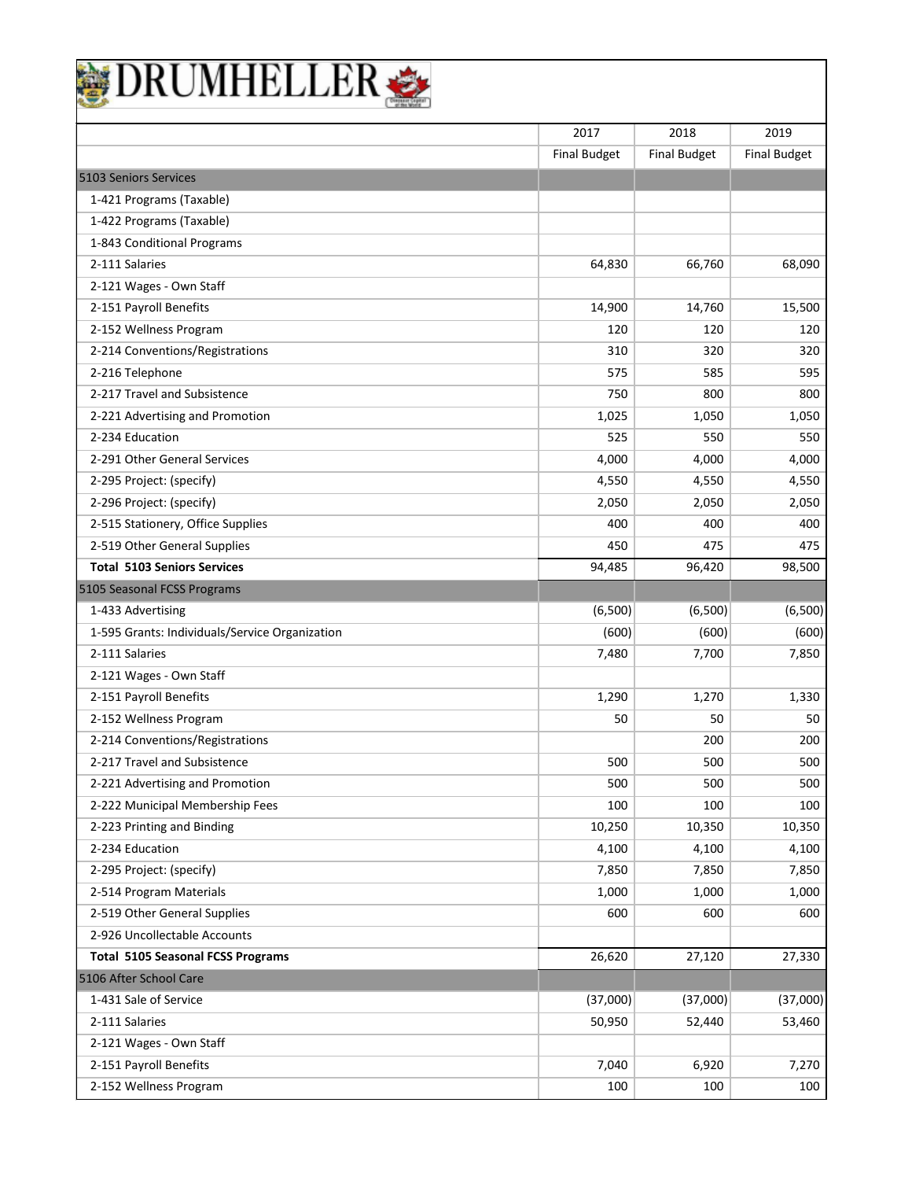# DRUMHELLER

| | 2017 | 2018 | 2019 |
|---|---|---|---|
| | Final Budget | Final Budget | Final Budget |
| 5103 Seniors Services | | | |
| 1-421 Programs (Taxable) | | | |
| 1-422 Programs (Taxable) | | | |
| 1-843 Conditional Programs | | | |
| 2-111 Salaries | 64,830 | 66,760 | 68,090 |
| 2-121 Wages - Own Staff | | | |
| 2-151 Payroll Benefits | 14,900 | 14,760 | 15,500 |
| 2-152 Wellness Program | 120 | 120 | 120 |
| 2-214 Conventions/Registrations | 310 | 320 | 320 |
| 2-216 Telephone | 575 | 585 | 595 |
| 2-217 Travel and Subsistence | 750 | 800 | 800 |
| 2-221 Advertising and Promotion | 1,025 | 1,050 | 1,050 |
| 2-234 Education | 525 | 550 | 550 |
| 2-291 Other General Services | 4,000 | 4,000 | 4,000 |
| 2-295 Project: (specify) | 4,550 | 4,550 | 4,550 |
| 2-296 Project: (specify) | 2,050 | 2,050 | 2,050 |
| 2-515 Stationery, Office Supplies | 400 | 400 | 400 |
| 2-519 Other General Supplies | 450 | 475 | 475 |
| **Total 5103 Seniors Services** | 94,485 | 96,420 | 98,500 |
| 5105 Seasonal FCSS Programs | | | |
| 1-433 Advertising | (6,500) | (6,500) | (6,500) |
| 1-595 Grants: Individuals/Service Organization | (600) | (600) | (600) |
| 2-111 Salaries | 7,480 | 7,700 | 7,850 |
| 2-121 Wages - Own Staff | | | |
| 2-151 Payroll Benefits | 1,290 | 1,270 | 1,330 |
| 2-152 Wellness Program | 50 | 50 | 50 |
| 2-214 Conventions/Registrations | | 200 | 200 |
| 2-217 Travel and Subsistence | 500 | 500 | 500 |
| 2-221 Advertising and Promotion | 500 | 500 | 500 |
| 2-222 Municipal Membership Fees | 100 | 100 | 100 |
| 2-223 Printing and Binding | 10,250 | 10,350 | 10,350 |
| 2-234 Education | 4,100 | 4,100 | 4,100 |
| 2-295 Project: (specify) | 7,850 | 7,850 | 7,850 |
| 2-514 Program Materials | 1,000 | 1,000 | 1,000 |
| 2-519 Other General Supplies | 600 | 600 | 600 |
| 2-926 Uncollectable Accounts | | | |
| **Total 5105 Seasonal FCSS Programs** | 26,620 | 27,120 | 27,330 |
| 5106 After School Care | | | |
| 1-431 Sale of Service | (37,000) | (37,000) | (37,000) |
| 2-111 Salaries | 50,950 | 52,440 | 53,460 |
| 2-121 Wages - Own Staff | | | |
| 2-151 Payroll Benefits | 7,040 | 6,920 | 7,270 |
| 2-152 Wellness Program | 100 | 100 | 100 |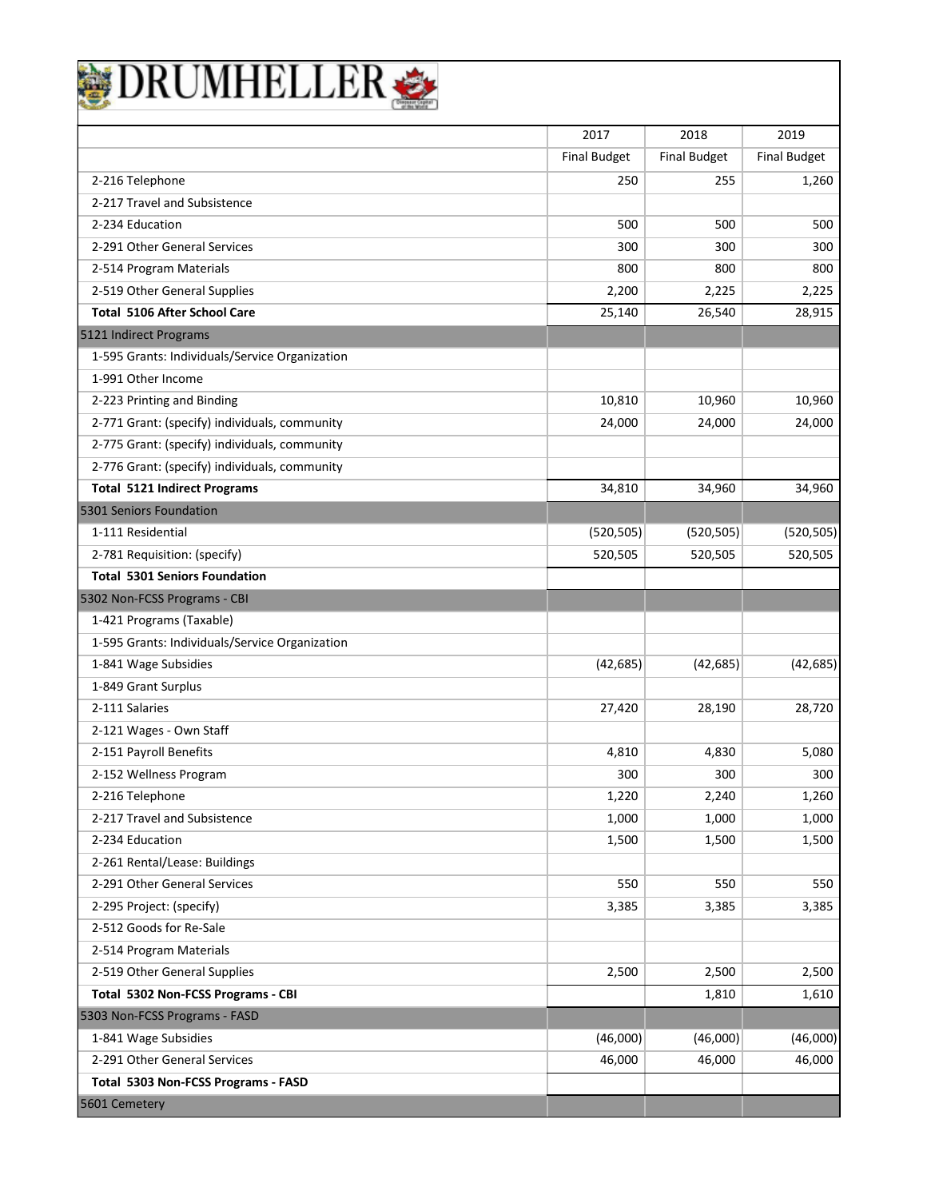# DRUMHELLER

| | 2017 | 2018 | 2019 |
|---|---|---|---|
| | Final Budget | Final Budget | Final Budget |
| 2-216 Telephone | 250 | 255 | 1,260 |
| 2-217 Travel and Subsistence | | | |
| 2-234 Education | 500 | 500 | 500 |
| 2-291 Other General Services | 300 | 300 | 300 |
| 2-514 Program Materials | 800 | 800 | 800 |
| 2-519 Other General Supplies | 2,200 | 2,225 | 2,225 |
| **Total 5106 After School Care** | 25,140 | 26,540 | 28,915 |
| 5121 Indirect Programs | | | |
| 1-595 Grants: Individuals/Service Organization | | | |
| 1-991 Other Income | | | |
| 2-223 Printing and Binding | 10,810 | 10,960 | 10,960 |
| 2-771 Grant: (specify) individuals, community | 24,000 | 24,000 | 24,000 |
| 2-775 Grant: (specify) individuals, community | | | |
| 2-776 Grant: (specify) individuals, community | | | |
| **Total 5121 Indirect Programs** | 34,810 | 34,960 | 34,960 |
| 5301 Seniors Foundation | | | |
| 1-111 Residential | (520,505) | (520,505) | (520,505) |
| 2-781 Requisition: (specify) | 520,505 | 520,505 | 520,505 |
| **Total 5301 Seniors Foundation** | | | |
| 5302 Non-FCSS Programs - CBI | | | |
| 1-421 Programs (Taxable) | | | |
| 1-595 Grants: Individuals/Service Organization | | | |
| 1-841 Wage Subsidies | (42,685) | (42,685) | (42,685) |
| 1-849 Grant Surplus | | | |
| 2-111 Salaries | 27,420 | 28,190 | 28,720 |
| 2-121 Wages - Own Staff | | | |
| 2-151 Payroll Benefits | 4,810 | 4,830 | 5,080 |
| 2-152 Wellness Program | 300 | 300 | 300 |
| 2-216 Telephone | 1,220 | 2,240 | 1,260 |
| 2-217 Travel and Subsistence | 1,000 | 1,000 | 1,000 |
| 2-234 Education | 1,500 | 1,500 | 1,500 |
| 2-261 Rental/Lease: Buildings | | | |
| 2-291 Other General Services | 550 | 550 | 550 |
| 2-295 Project: (specify) | 3,385 | 3,385 | 3,385 |
| 2-512 Goods for Re-Sale | | | |
| 2-514 Program Materials | | | |
| 2-519 Other General Supplies | 2,500 | 2,500 | 2,500 |
| **Total 5302 Non-FCSS Programs - CBI** | | 1,810 | 1,610 |
| 5303 Non-FCSS Programs - FASD | | | |
| 1-841 Wage Subsidies | (46,000) | (46,000) | (46,000) |
| 2-291 Other General Services | 46,000 | 46,000 | 46,000 |
| **Total 5303 Non-FCSS Programs - FASD** | | | |
| 5601 Cemetery | | | |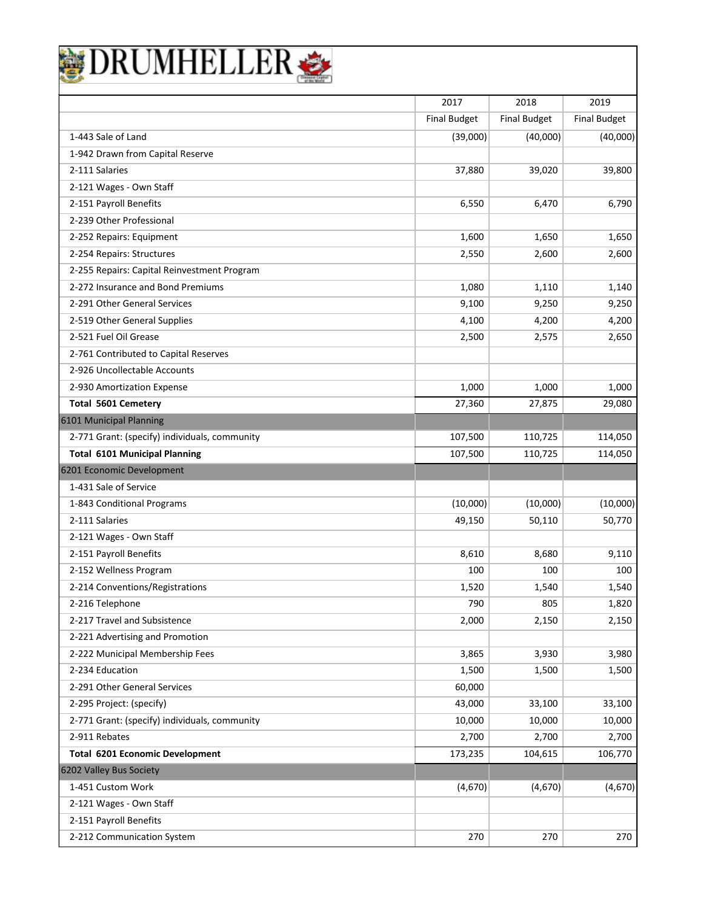# DRUMHELLER

| | 2017 | 2018 | 2019 |
|---|---|---|---|
| | Final Budget | Final Budget | Final Budget |
| 1-443 Sale of Land | (39,000) | (40,000) | (40,000) |
| 1-942 Drawn from Capital Reserve | | | |
| 2-111 Salaries | 37,880 | 39,020 | 39,800 |
| 2-121 Wages - Own Staff | | | |
| 2-151 Payroll Benefits | 6,550 | 6,470 | 6,790 |
| 2-239 Other Professional | | | |
| 2-252 Repairs: Equipment | 1,600 | 1,650 | 1,650 |
| 2-254 Repairs: Structures | 2,550 | 2,600 | 2,600 |
| 2-255 Repairs: Capital Reinvestment Program | | | |
| 2-272 Insurance and Bond Premiums | 1,080 | 1,110 | 1,140 |
| 2-291 Other General Services | 9,100 | 9,250 | 9,250 |
| 2-519 Other General Supplies | 4,100 | 4,200 | 4,200 |
| 2-521 Fuel Oil Grease | 2,500 | 2,575 | 2,650 |
| 2-761 Contributed to Capital Reserves | | | |
| 2-926 Uncollectable Accounts | | | |
| 2-930 Amortization Expense | 1,000 | 1,000 | 1,000 |
| **Total 5601 Cemetery** | 27,360 | 27,875 | 29,080 |
| 6101 Municipal Planning | | | |
| 2-771 Grant: (specify) individuals, community | 107,500 | 110,725 | 114,050 |
| **Total 6101 Municipal Planning** | 107,500 | 110,725 | 114,050 |
| 6201 Economic Development | | | |
| 1-431 Sale of Service | | | |
| 1-843 Conditional Programs | (10,000) | (10,000) | (10,000) |
| 2-111 Salaries | 49,150 | 50,110 | 50,770 |
| 2-121 Wages - Own Staff | | | |
| 2-151 Payroll Benefits | 8,610 | 8,680 | 9,110 |
| 2-152 Wellness Program | 100 | 100 | 100 |
| 2-214 Conventions/Registrations | 1,520 | 1,540 | 1,540 |
| 2-216 Telephone | 790 | 805 | 1,820 |
| 2-217 Travel and Subsistence | 2,000 | 2,150 | 2,150 |
| 2-221 Advertising and Promotion | | | |
| 2-222 Municipal Membership Fees | 3,865 | 3,930 | 3,980 |
| 2-234 Education | 1,500 | 1,500 | 1,500 |
| 2-291 Other General Services | 60,000 | | |
| 2-295 Project: (specify) | 43,000 | 33,100 | 33,100 |
| 2-771 Grant: (specify) individuals, community | 10,000 | 10,000 | 10,000 |
| 2-911 Rebates | 2,700 | 2,700 | 2,700 |
| **Total 6201 Economic Development** | 173,235 | 104,615 | 106,770 |
| 6202 Valley Bus Society | | | |
| 1-451 Custom Work | (4,670) | (4,670) | (4,670) |
| 2-121 Wages - Own Staff | | | |
| 2-151 Payroll Benefits | | | |
| 2-212 Communication System | 270 | 270 | 270 |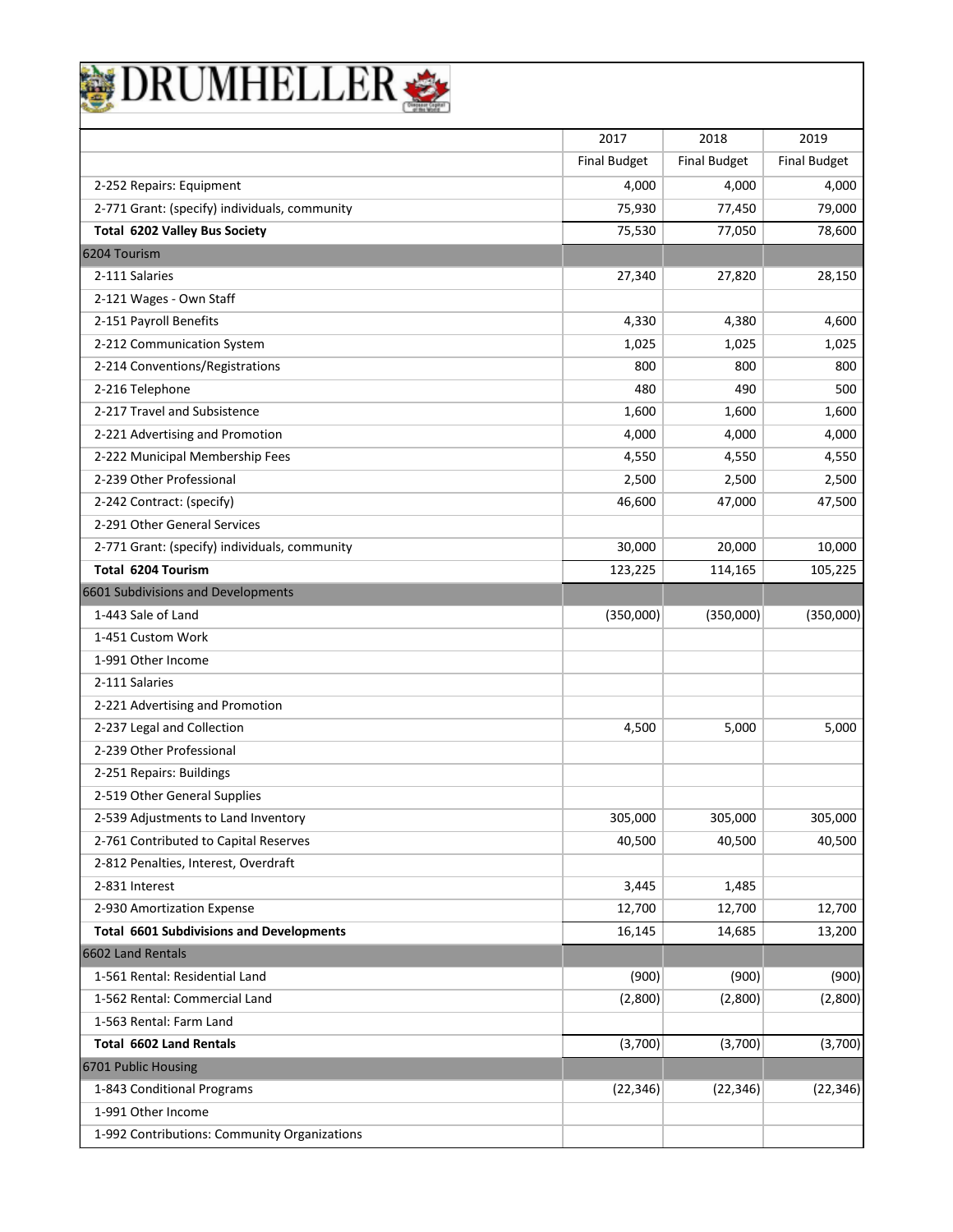# DRUMHELLER

| | 2017 | 2018 | 2019 |
|---|---|---|---|
| | Final Budget | Final Budget | Final Budget |
| 2-252 Repairs: Equipment | 4,000 | 4,000 | 4,000 |
| 2-771 Grant: (specify) individuals, community | 75,930 | 77,450 | 79,000 |
| **Total 6202 Valley Bus Society** | 75,530 | 77,050 | 78,600 |
| 6204 Tourism | | | |
| 2-111 Salaries | 27,340 | 27,820 | 28,150 |
| 2-121 Wages - Own Staff | | | |
| 2-151 Payroll Benefits | 4,330 | 4,380 | 4,600 |
| 2-212 Communication System | 1,025 | 1,025 | 1,025 |
| 2-214 Conventions/Registrations | 800 | 800 | 800 |
| 2-216 Telephone | 480 | 490 | 500 |
| 2-217 Travel and Subsistence | 1,600 | 1,600 | 1,600 |
| 2-221 Advertising and Promotion | 4,000 | 4,000 | 4,000 |
| 2-222 Municipal Membership Fees | 4,550 | 4,550 | 4,550 |
| 2-239 Other Professional | 2,500 | 2,500 | 2,500 |
| 2-242 Contract: (specify) | 46,600 | 47,000 | 47,500 |
| 2-291 Other General Services | | | |
| 2-771 Grant: (specify) individuals, community | 30,000 | 20,000 | 10,000 |
| **Total 6204 Tourism** | 123,225 | 114,165 | 105,225 |
| 6601 Subdivisions and Developments | | | |
| 1-443 Sale of Land | (350,000) | (350,000) | (350,000) |
| 1-451 Custom Work | | | |
| 1-991 Other Income | | | |
| 2-111 Salaries | | | |
| 2-221 Advertising and Promotion | | | |
| 2-237 Legal and Collection | 4,500 | 5,000 | 5,000 |
| 2-239 Other Professional | | | |
| 2-251 Repairs: Buildings | | | |
| 2-519 Other General Supplies | | | |
| 2-539 Adjustments to Land Inventory | 305,000 | 305,000 | 305,000 |
| 2-761 Contributed to Capital Reserves | 40,500 | 40,500 | 40,500 |
| 2-812 Penalties, Interest, Overdraft | | | |
| 2-831 Interest | 3,445 | 1,485 | |
| 2-930 Amortization Expense | 12,700 | 12,700 | 12,700 |
| **Total 6601 Subdivisions and Developments** | 16,145 | 14,685 | 13,200 |
| 6602 Land Rentals | | | |
| 1-561 Rental: Residential Land | (900) | (900) | (900) |
| 1-562 Rental: Commercial Land | (2,800) | (2,800) | (2,800) |
| 1-563 Rental: Farm Land | | | |
| **Total 6602 Land Rentals** | (3,700) | (3,700) | (3,700) |
| 6701 Public Housing | | | |
| 1-843 Conditional Programs | (22,346) | (22,346) | (22,346) |
| 1-991 Other Income | | | |
| 1-992 Contributions: Community Organizations | | | |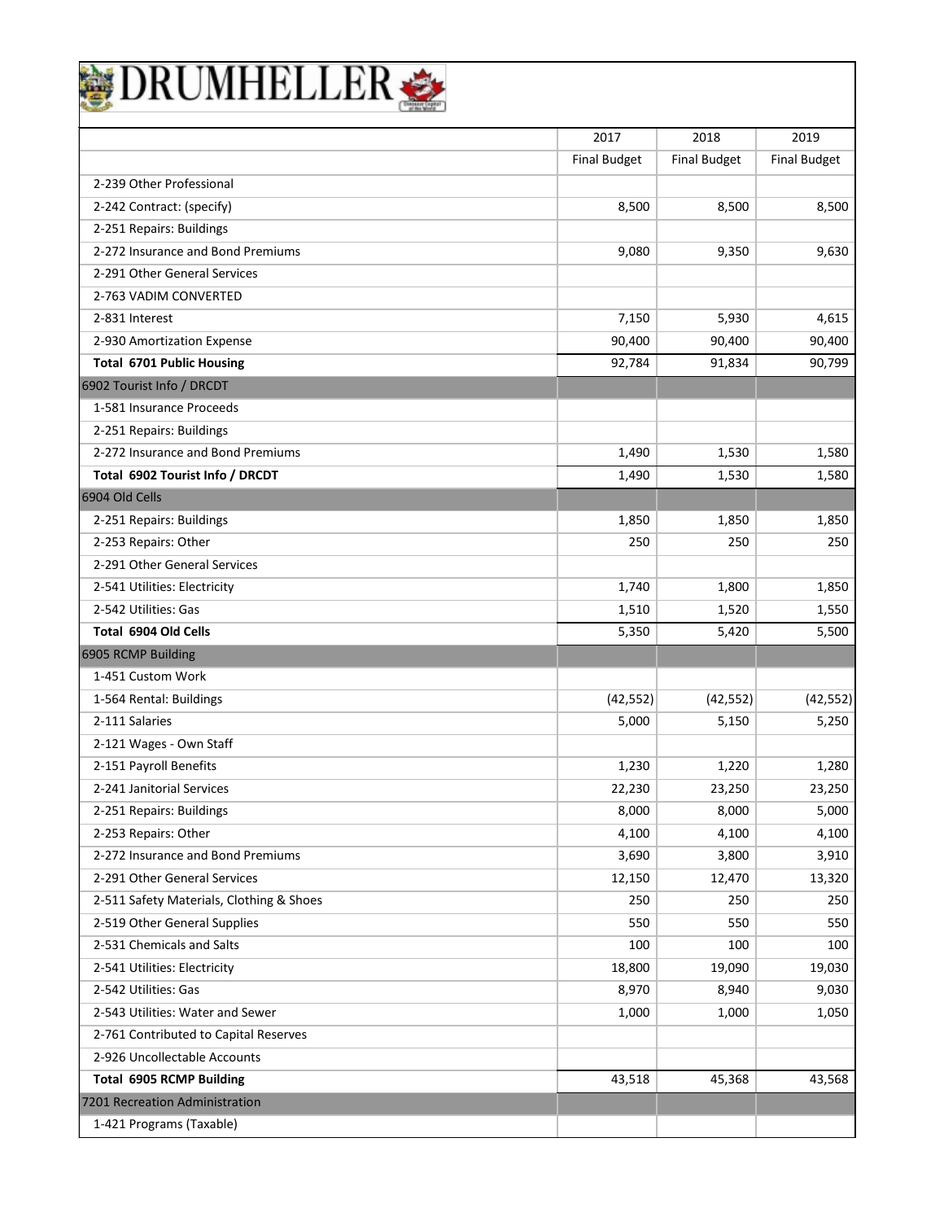# DRUMHELLER

| | 2017 | 2018 | 2019 |
|---|---|---|---|
| | Final Budget | Final Budget | Final Budget |
| 2-239 Other Professional | | | |
| 2-242 Contract: (specify) | 8,500 | 8,500 | 8,500 |
| 2-251 Repairs: Buildings | | | |
| 2-272 Insurance and Bond Premiums | 9,080 | 9,350 | 9,630 |
| 2-291 Other General Services | | | |
| 2-763 VADIM CONVERTED | | | |
| 2-831 Interest | 7,150 | 5,930 | 4,615 |
| 2-930 Amortization Expense | 90,400 | 90,400 | 90,400 |
| **Total 6701 Public Housing** | 92,784 | 91,834 | 90,799 |
| 6902 Tourist Info / DRCDT | | | |
| 1-581 Insurance Proceeds | | | |
| 2-251 Repairs: Buildings | | | |
| 2-272 Insurance and Bond Premiums | 1,490 | 1,530 | 1,580 |
| **Total 6902 Tourist Info / DRCDT** | 1,490 | 1,530 | 1,580 |
| 6904 Old Cells | | | |
| 2-251 Repairs: Buildings | 1,850 | 1,850 | 1,850 |
| 2-253 Repairs: Other | 250 | 250 | 250 |
| 2-291 Other General Services | | | |
| 2-541 Utilities: Electricity | 1,740 | 1,800 | 1,850 |
| 2-542 Utilities: Gas | 1,510 | 1,520 | 1,550 |
| **Total 6904 Old Cells** | 5,350 | 5,420 | 5,500 |
| 6905 RCMP Building | | | |
| 1-451 Custom Work | | | |
| 1-564 Rental: Buildings | (42,552) | (42,552) | (42,552) |
| 2-111 Salaries | 5,000 | 5,150 | 5,250 |
| 2-121 Wages - Own Staff | | | |
| 2-151 Payroll Benefits | 1,230 | 1,220 | 1,280 |
| 2-241 Janitorial Services | 22,230 | 23,250 | 23,250 |
| 2-251 Repairs: Buildings | 8,000 | 8,000 | 5,000 |
| 2-253 Repairs: Other | 4,100 | 4,100 | 4,100 |
| 2-272 Insurance and Bond Premiums | 3,690 | 3,800 | 3,910 |
| 2-291 Other General Services | 12,150 | 12,470 | 13,320 |
| 2-511 Safety Materials, Clothing & Shoes | 250 | 250 | 250 |
| 2-519 Other General Supplies | 550 | 550 | 550 |
| 2-531 Chemicals and Salts | 100 | 100 | 100 |
| 2-541 Utilities: Electricity | 18,800 | 19,090 | 19,030 |
| 2-542 Utilities: Gas | 8,970 | 8,940 | 9,030 |
| 2-543 Utilities: Water and Sewer | 1,000 | 1,000 | 1,050 |
| 2-761 Contributed to Capital Reserves | | | |
| 2-926 Uncollectable Accounts | | | |
| **Total 6905 RCMP Building** | 43,518 | 45,368 | 43,568 |
| 7201 Recreation Administration | | | |
| 1-421 Programs (Taxable) | | | |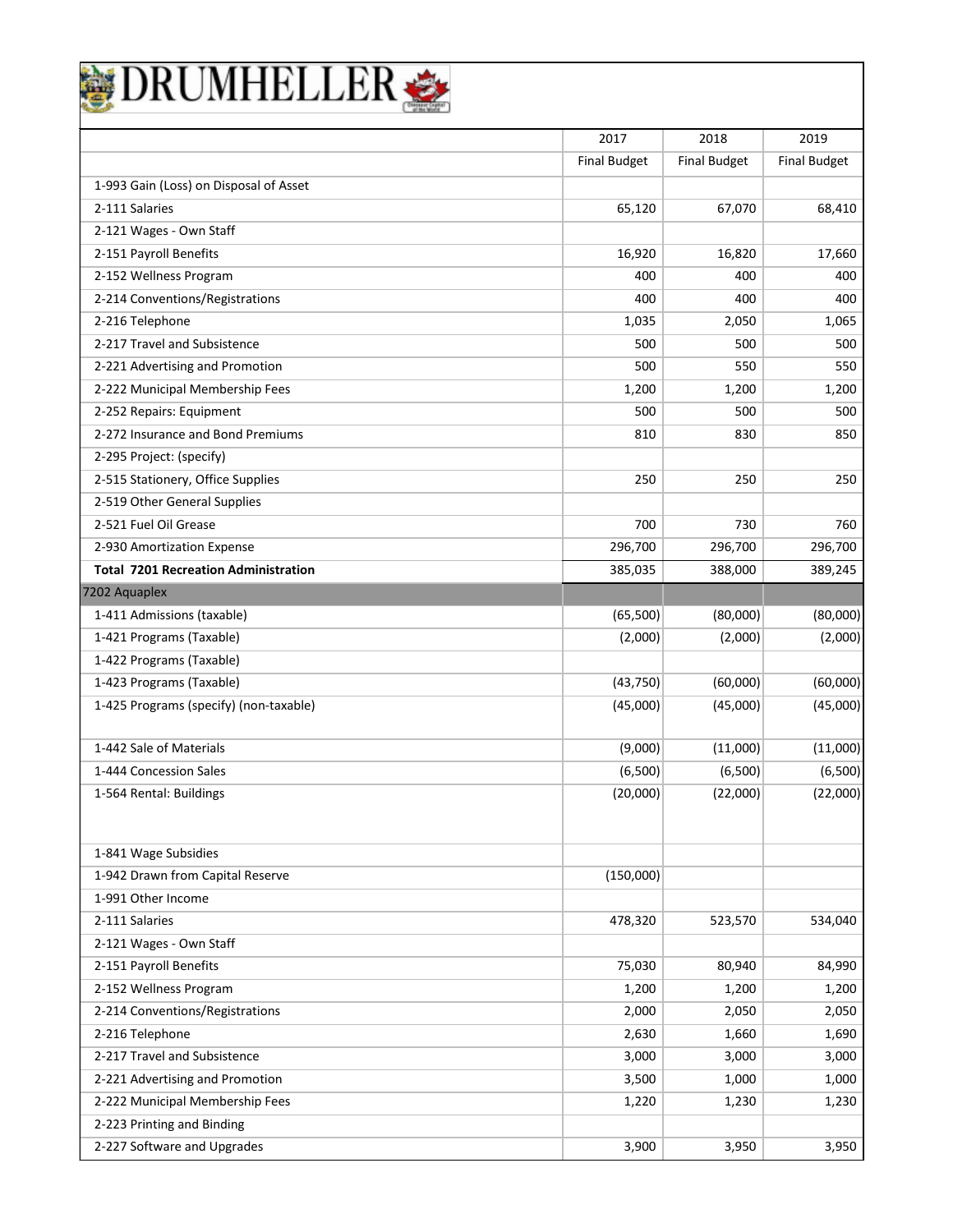# DRUMHELLER

| | 2017 | 2018 | 2019 |
|---|---|---|---|
| | Final Budget | Final Budget | Final Budget |
| 1-993 Gain (Loss) on Disposal of Asset | | | |
| 2-111 Salaries | 65,120 | 67,070 | 68,410 |
| 2-121 Wages - Own Staff | | | |
| 2-151 Payroll Benefits | 16,920 | 16,820 | 17,660 |
| 2-152 Wellness Program | 400 | 400 | 400 |
| 2-214 Conventions/Registrations | 400 | 400 | 400 |
| 2-216 Telephone | 1,035 | 2,050 | 1,065 |
| 2-217 Travel and Subsistence | 500 | 500 | 500 |
| 2-221 Advertising and Promotion | 500 | 550 | 550 |
| 2-222 Municipal Membership Fees | 1,200 | 1,200 | 1,200 |
| 2-252 Repairs: Equipment | 500 | 500 | 500 |
| 2-272 Insurance and Bond Premiums | 810 | 830 | 850 |
| 2-295 Project: (specify) | | | |
| 2-515 Stationery, Office Supplies | 250 | 250 | 250 |
| 2-519 Other General Supplies | | | |
| 2-521 Fuel Oil Grease | 700 | 730 | 760 |
| 2-930 Amortization Expense | 296,700 | 296,700 | 296,700 |
| **Total 7201 Recreation Administration** | 385,035 | 388,000 | 389,245 |
| 7202 Aquaplex | | | |
| 1-411 Admissions (taxable) | (65,500) | (80,000) | (80,000) |
| 1-421 Programs (Taxable) | (2,000) | (2,000) | (2,000) |
| 1-422 Programs (Taxable) | | | |
| 1-423 Programs (Taxable) | (43,750) | (60,000) | (60,000) |
| 1-425 Programs (specify) (non-taxable) | (45,000) | (45,000) | (45,000) |
| 1-442 Sale of Materials | (9,000) | (11,000) | (11,000) |
| 1-444 Concession Sales | (6,500) | (6,500) | (6,500) |
| 1-564 Rental: Buildings | (20,000) | (22,000) | (22,000) |
| 1-841 Wage Subsidies | | | |
| 1-942 Drawn from Capital Reserve | (150,000) | | |
| 1-991 Other Income | | | |
| 2-111 Salaries | 478,320 | 523,570 | 534,040 |
| 2-121 Wages - Own Staff | | | |
| 2-151 Payroll Benefits | 75,030 | 80,940 | 84,990 |
| 2-152 Wellness Program | 1,200 | 1,200 | 1,200 |
| 2-214 Conventions/Registrations | 2,000 | 2,050 | 2,050 |
| 2-216 Telephone | 2,630 | 1,660 | 1,690 |
| 2-217 Travel and Subsistence | 3,000 | 3,000 | 3,000 |
| 2-221 Advertising and Promotion | 3,500 | 1,000 | 1,000 |
| 2-222 Municipal Membership Fees | 1,220 | 1,230 | 1,230 |
| 2-223 Printing and Binding | | | |
| 2-227 Software and Upgrades | 3,900 | 3,950 | 3,950 |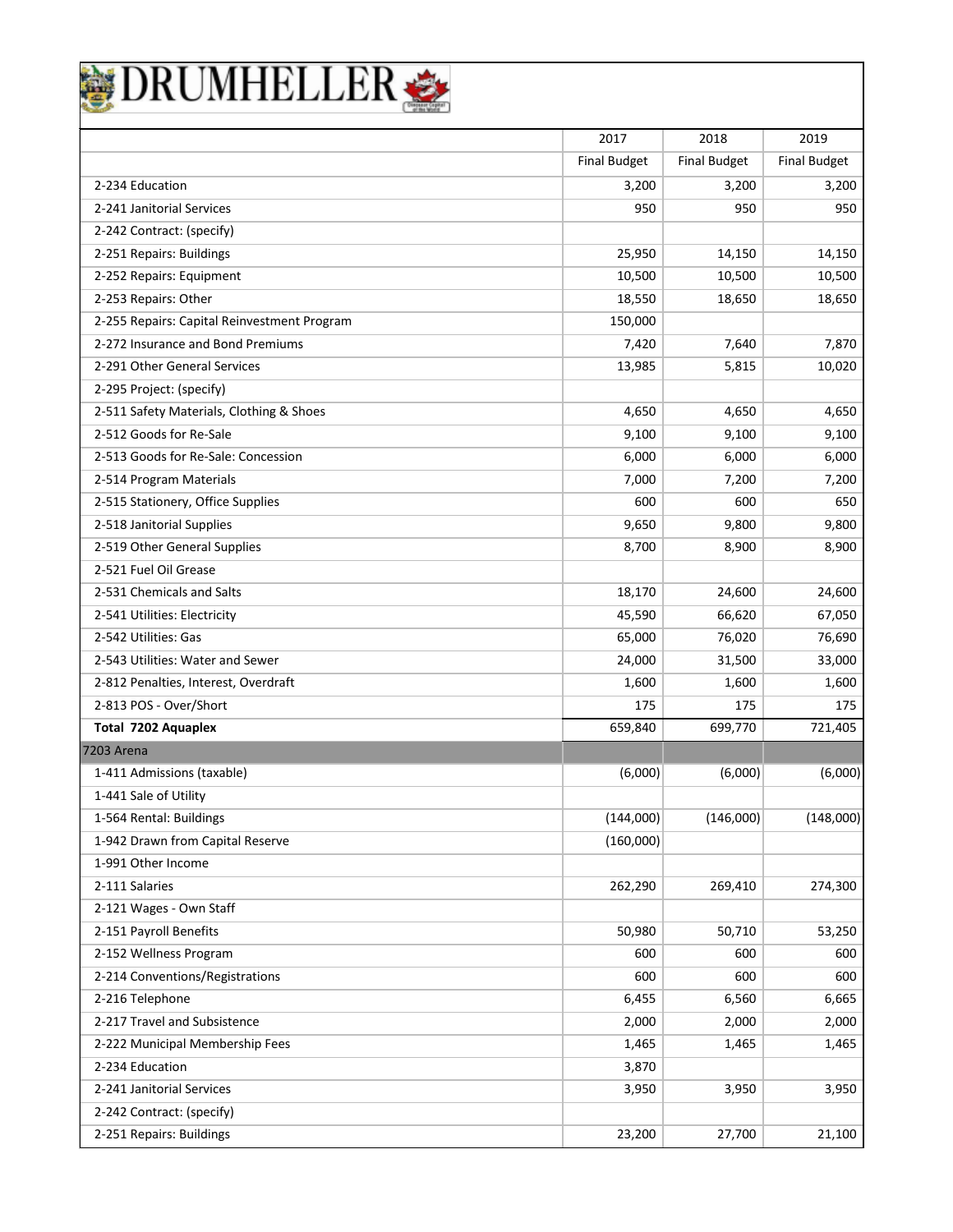# DRUMHELLER

| | 2017 | 2018 | 2019 |
|---|---|---|---|
| | Final Budget | Final Budget | Final Budget |
| 2-234 Education | 3,200 | 3,200 | 3,200 |
| 2-241 Janitorial Services | 950 | 950 | 950 |
| 2-242 Contract: (specify) | | | |
| 2-251 Repairs: Buildings | 25,950 | 14,150 | 14,150 |
| 2-252 Repairs: Equipment | 10,500 | 10,500 | 10,500 |
| 2-253 Repairs: Other | 18,550 | 18,650 | 18,650 |
| 2-255 Repairs: Capital Reinvestment Program | 150,000 | | |
| 2-272 Insurance and Bond Premiums | 7,420 | 7,640 | 7,870 |
| 2-291 Other General Services | 13,985 | 5,815 | 10,020 |
| 2-295 Project: (specify) | | | |
| 2-511 Safety Materials, Clothing & Shoes | 4,650 | 4,650 | 4,650 |
| 2-512 Goods for Re-Sale | 9,100 | 9,100 | 9,100 |
| 2-513 Goods for Re-Sale: Concession | 6,000 | 6,000 | 6,000 |
| 2-514 Program Materials | 7,000 | 7,200 | 7,200 |
| 2-515 Stationery, Office Supplies | 600 | 600 | 650 |
| 2-518 Janitorial Supplies | 9,650 | 9,800 | 9,800 |
| 2-519 Other General Supplies | 8,700 | 8,900 | 8,900 |
| 2-521 Fuel Oil Grease | | | |
| 2-531 Chemicals and Salts | 18,170 | 24,600 | 24,600 |
| 2-541 Utilities: Electricity | 45,590 | 66,620 | 67,050 |
| 2-542 Utilities: Gas | 65,000 | 76,020 | 76,690 |
| 2-543 Utilities: Water and Sewer | 24,000 | 31,500 | 33,000 |
| 2-812 Penalties, Interest, Overdraft | 1,600 | 1,600 | 1,600 |
| 2-813 POS - Over/Short | 175 | 175 | 175 |
| **Total 7202 Aquaplex** | 659,840 | 699,770 | 721,405 |
| 7203 Arena | | | |
| 1-411 Admissions (taxable) | (6,000) | (6,000) | (6,000) |
| 1-441 Sale of Utility | | | |
| 1-564 Rental: Buildings | (144,000) | (146,000) | (148,000) |
| 1-942 Drawn from Capital Reserve | (160,000) | | |
| 1-991 Other Income | | | |
| 2-111 Salaries | 262,290 | 269,410 | 274,300 |
| 2-121 Wages - Own Staff | | | |
| 2-151 Payroll Benefits | 50,980 | 50,710 | 53,250 |
| 2-152 Wellness Program | 600 | 600 | 600 |
| 2-214 Conventions/Registrations | 600 | 600 | 600 |
| 2-216 Telephone | 6,455 | 6,560 | 6,665 |
| 2-217 Travel and Subsistence | 2,000 | 2,000 | 2,000 |
| 2-222 Municipal Membership Fees | 1,465 | 1,465 | 1,465 |
| 2-234 Education | 3,870 | | |
| 2-241 Janitorial Services | 3,950 | 3,950 | 3,950 |
| 2-242 Contract: (specify) | | | |
| 2-251 Repairs: Buildings | 23,200 | 27,700 | 21,100 |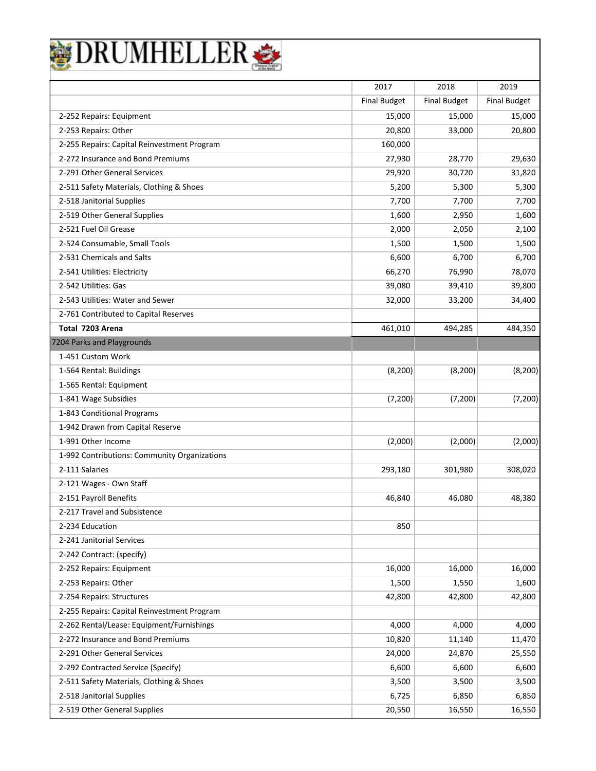# DRUMHELLER

| | 2017 | 2018 | 2019 |
|---|---|---|---|
| | Final Budget | Final Budget | Final Budget |
| 2-252 Repairs: Equipment | 15,000 | 15,000 | 15,000 |
| 2-253 Repairs: Other | 20,800 | 33,000 | 20,800 |
| 2-255 Repairs: Capital Reinvestment Program | 160,000 | | |
| 2-272 Insurance and Bond Premiums | 27,930 | 28,770 | 29,630 |
| 2-291 Other General Services | 29,920 | 30,720 | 31,820 |
| 2-511 Safety Materials, Clothing & Shoes | 5,200 | 5,300 | 5,300 |
| 2-518 Janitorial Supplies | 7,700 | 7,700 | 7,700 |
| 2-519 Other General Supplies | 1,600 | 2,950 | 1,600 |
| 2-521 Fuel Oil Grease | 2,000 | 2,050 | 2,100 |
| 2-524 Consumable, Small Tools | 1,500 | 1,500 | 1,500 |
| 2-531 Chemicals and Salts | 6,600 | 6,700 | 6,700 |
| 2-541 Utilities: Electricity | 66,270 | 76,990 | 78,070 |
| 2-542 Utilities: Gas | 39,080 | 39,410 | 39,800 |
| 2-543 Utilities: Water and Sewer | 32,000 | 33,200 | 34,400 |
| 2-761 Contributed to Capital Reserves | | | |
| **Total 7203 Arena** | 461,010 | 494,285 | 484,350 |
| 7204 Parks and Playgrounds | | | |
| 1-451 Custom Work | | | |
| 1-564 Rental: Buildings | (8,200) | (8,200) | (8,200) |
| 1-565 Rental: Equipment | | | |
| 1-841 Wage Subsidies | (7,200) | (7,200) | (7,200) |
| 1-843 Conditional Programs | | | |
| 1-942 Drawn from Capital Reserve | | | |
| 1-991 Other Income | (2,000) | (2,000) | (2,000) |
| 1-992 Contributions: Community Organizations | | | |
| 2-111 Salaries | 293,180 | 301,980 | 308,020 |
| 2-121 Wages - Own Staff | | | |
| 2-151 Payroll Benefits | 46,840 | 46,080 | 48,380 |
| 2-217 Travel and Subsistence | | | |
| 2-234 Education | 850 | | |
| 2-241 Janitorial Services | | | |
| 2-242 Contract: (specify) | | | |
| 2-252 Repairs: Equipment | 16,000 | 16,000 | 16,000 |
| 2-253 Repairs: Other | 1,500 | 1,550 | 1,600 |
| 2-254 Repairs: Structures | 42,800 | 42,800 | 42,800 |
| 2-255 Repairs: Capital Reinvestment Program | | | |
| 2-262 Rental/Lease: Equipment/Furnishings | 4,000 | 4,000 | 4,000 |
| 2-272 Insurance and Bond Premiums | 10,820 | 11,140 | 11,470 |
| 2-291 Other General Services | 24,000 | 24,870 | 25,550 |
| 2-292 Contracted Service (Specify) | 6,600 | 6,600 | 6,600 |
| 2-511 Safety Materials, Clothing & Shoes | 3,500 | 3,500 | 3,500 |
| 2-518 Janitorial Supplies | 6,725 | 6,850 | 6,850 |
| 2-519 Other General Supplies | 20,550 | 16,550 | 16,550 |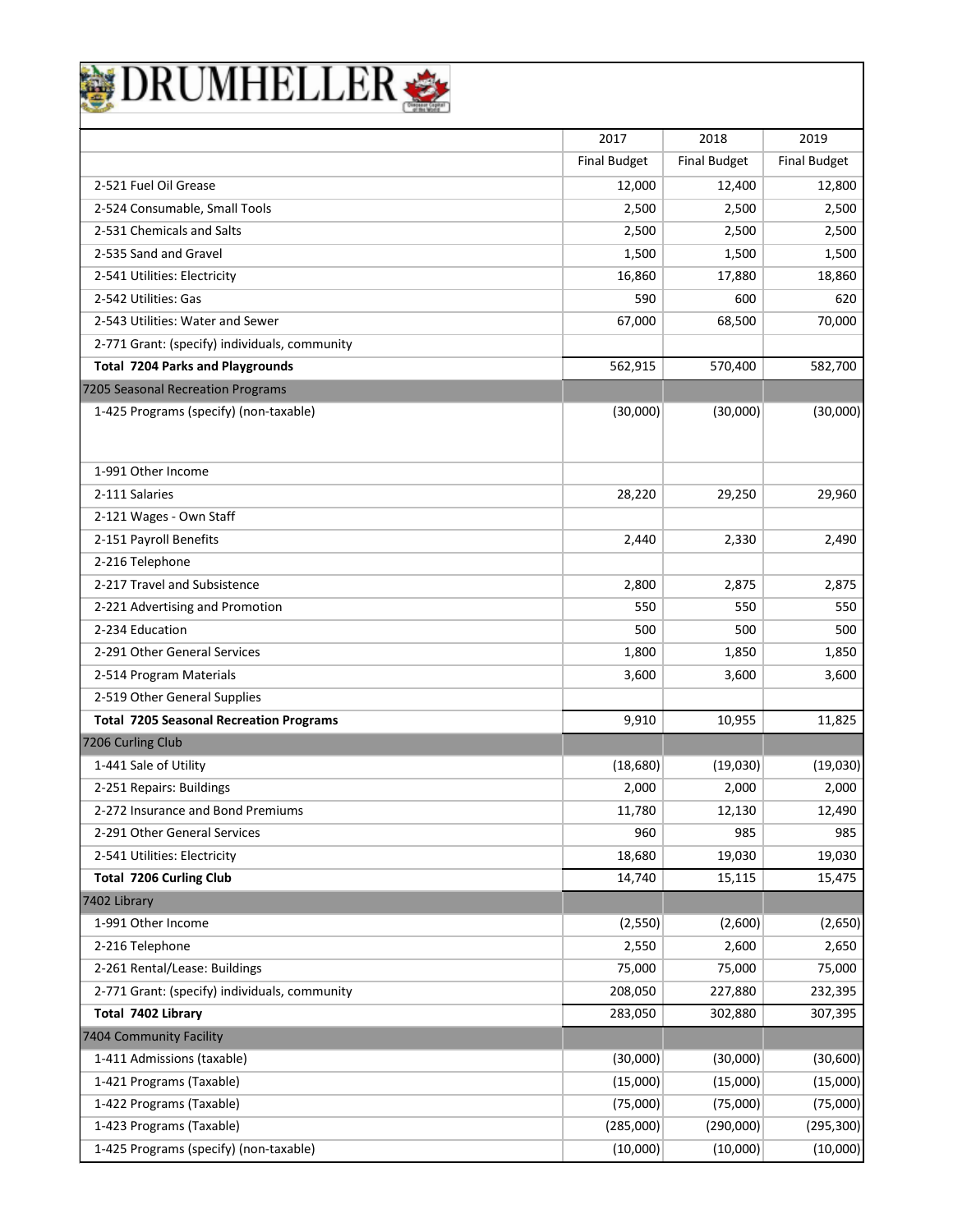# DRUMHELLER

| | 2017 | 2018 | 2019 |
|---|---|---|---|
| | Final Budget | Final Budget | Final Budget |
| 2-521 Fuel Oil Grease | 12,000 | 12,400 | 12,800 |
| 2-524 Consumable, Small Tools | 2,500 | 2,500 | 2,500 |
| 2-531 Chemicals and Salts | 2,500 | 2,500 | 2,500 |
| 2-535 Sand and Gravel | 1,500 | 1,500 | 1,500 |
| 2-541 Utilities: Electricity | 16,860 | 17,880 | 18,860 |
| 2-542 Utilities: Gas | 590 | 600 | 620 |
| 2-543 Utilities: Water and Sewer | 67,000 | 68,500 | 70,000 |
| 2-771 Grant: (specify) individuals, community | | | |
| **Total 7204 Parks and Playgrounds** | 562,915 | 570,400 | 582,700 |
| 7205 Seasonal Recreation Programs | | | |
| 1-425 Programs (specify) (non-taxable) | (30,000) | (30,000) | (30,000) |
| 1-991 Other Income | | | |
| 2-111 Salaries | 28,220 | 29,250 | 29,960 |
| 2-121 Wages - Own Staff | | | |
| 2-151 Payroll Benefits | 2,440 | 2,330 | 2,490 |
| 2-216 Telephone | | | |
| 2-217 Travel and Subsistence | 2,800 | 2,875 | 2,875 |
| 2-221 Advertising and Promotion | 550 | 550 | 550 |
| 2-234 Education | 500 | 500 | 500 |
| 2-291 Other General Services | 1,800 | 1,850 | 1,850 |
| 2-514 Program Materials | 3,600 | 3,600 | 3,600 |
| 2-519 Other General Supplies | | | |
| **Total 7205 Seasonal Recreation Programs** | 9,910 | 10,955 | 11,825 |
| 7206 Curling Club | | | |
| 1-441 Sale of Utility | (18,680) | (19,030) | (19,030) |
| 2-251 Repairs: Buildings | 2,000 | 2,000 | 2,000 |
| 2-272 Insurance and Bond Premiums | 11,780 | 12,130 | 12,490 |
| 2-291 Other General Services | 960 | 985 | 985 |
| 2-541 Utilities: Electricity | 18,680 | 19,030 | 19,030 |
| **Total 7206 Curling Club** | 14,740 | 15,115 | 15,475 |
| 7402 Library | | | |
| 1-991 Other Income | (2,550) | (2,600) | (2,650) |
| 2-216 Telephone | 2,550 | 2,600 | 2,650 |
| 2-261 Rental/Lease: Buildings | 75,000 | 75,000 | 75,000 |
| 2-771 Grant: (specify) individuals, community | 208,050 | 227,880 | 232,395 |
| **Total 7402 Library** | 283,050 | 302,880 | 307,395 |
| 7404 Community Facility | | | |
| 1-411 Admissions (taxable) | (30,000) | (30,000) | (30,600) |
| 1-421 Programs (Taxable) | (15,000) | (15,000) | (15,000) |
| 1-422 Programs (Taxable) | (75,000) | (75,000) | (75,000) |
| 1-423 Programs (Taxable) | (285,000) | (290,000) | (295,300) |
| 1-425 Programs (specify) (non-taxable) | (10,000) | (10,000) | (10,000) |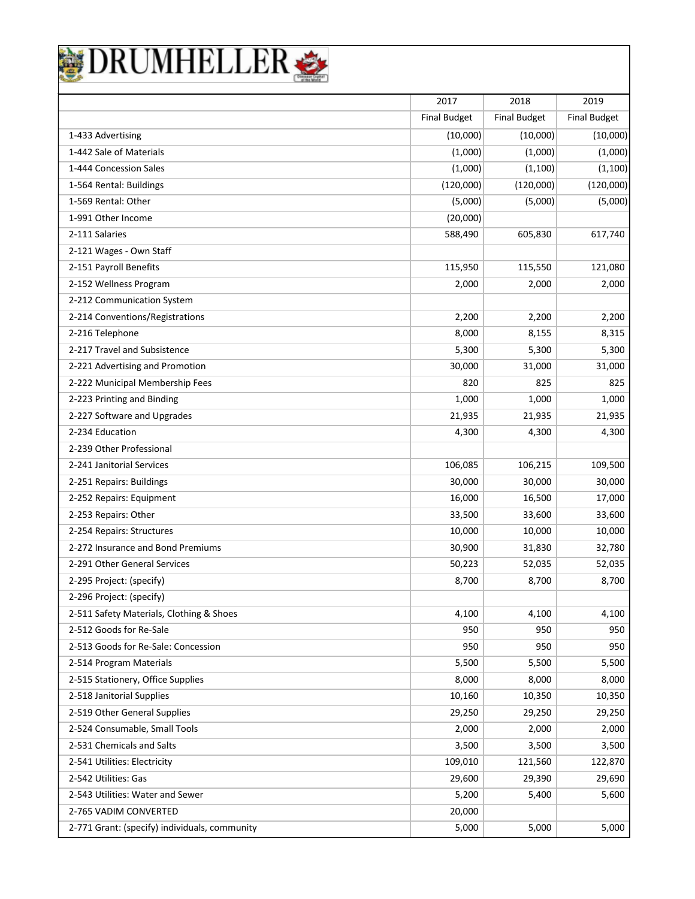# DRUMHELLER

| | 2017 | 2018 | 2019 |
|---|---|---|---|
| | Final Budget | Final Budget | Final Budget |
| 1-433 Advertising | (10,000) | (10,000) | (10,000) |
| 1-442 Sale of Materials | (1,000) | (1,000) | (1,000) |
| 1-444 Concession Sales | (1,000) | (1,100) | (1,100) |
| 1-564 Rental: Buildings | (120,000) | (120,000) | (120,000) |
| 1-569 Rental: Other | (5,000) | (5,000) | (5,000) |
| 1-991 Other Income | (20,000) | | |
| 2-111 Salaries | 588,490 | 605,830 | 617,740 |
| 2-121 Wages - Own Staff | | | |
| 2-151 Payroll Benefits | 115,950 | 115,550 | 121,080 |
| 2-152 Wellness Program | 2,000 | 2,000 | 2,000 |
| 2-212 Communication System | | | |
| 2-214 Conventions/Registrations | 2,200 | 2,200 | 2,200 |
| 2-216 Telephone | 8,000 | 8,155 | 8,315 |
| 2-217 Travel and Subsistence | 5,300 | 5,300 | 5,300 |
| 2-221 Advertising and Promotion | 30,000 | 31,000 | 31,000 |
| 2-222 Municipal Membership Fees | 820 | 825 | 825 |
| 2-223 Printing and Binding | 1,000 | 1,000 | 1,000 |
| 2-227 Software and Upgrades | 21,935 | 21,935 | 21,935 |
| 2-234 Education | 4,300 | 4,300 | 4,300 |
| 2-239 Other Professional | | | |
| 2-241 Janitorial Services | 106,085 | 106,215 | 109,500 |
| 2-251 Repairs: Buildings | 30,000 | 30,000 | 30,000 |
| 2-252 Repairs: Equipment | 16,000 | 16,500 | 17,000 |
| 2-253 Repairs: Other | 33,500 | 33,600 | 33,600 |
| 2-254 Repairs: Structures | 10,000 | 10,000 | 10,000 |
| 2-272 Insurance and Bond Premiums | 30,900 | 31,830 | 32,780 |
| 2-291 Other General Services | 50,223 | 52,035 | 52,035 |
| 2-295 Project: (specify) | 8,700 | 8,700 | 8,700 |
| 2-296 Project: (specify) | | | |
| 2-511 Safety Materials, Clothing & Shoes | 4,100 | 4,100 | 4,100 |
| 2-512 Goods for Re-Sale | 950 | 950 | 950 |
| 2-513 Goods for Re-Sale: Concession | 950 | 950 | 950 |
| 2-514 Program Materials | 5,500 | 5,500 | 5,500 |
| 2-515 Stationery, Office Supplies | 8,000 | 8,000 | 8,000 |
| 2-518 Janitorial Supplies | 10,160 | 10,350 | 10,350 |
| 2-519 Other General Supplies | 29,250 | 29,250 | 29,250 |
| 2-524 Consumable, Small Tools | 2,000 | 2,000 | 2,000 |
| 2-531 Chemicals and Salts | 3,500 | 3,500 | 3,500 |
| 2-541 Utilities: Electricity | 109,010 | 121,560 | 122,870 |
| 2-542 Utilities: Gas | 29,600 | 29,390 | 29,690 |
| 2-543 Utilities: Water and Sewer | 5,200 | 5,400 | 5,600 |
| 2-765 VADIM CONVERTED | 20,000 | | |
| 2-771 Grant: (specify) individuals, community | 5,000 | 5,000 | 5,000 |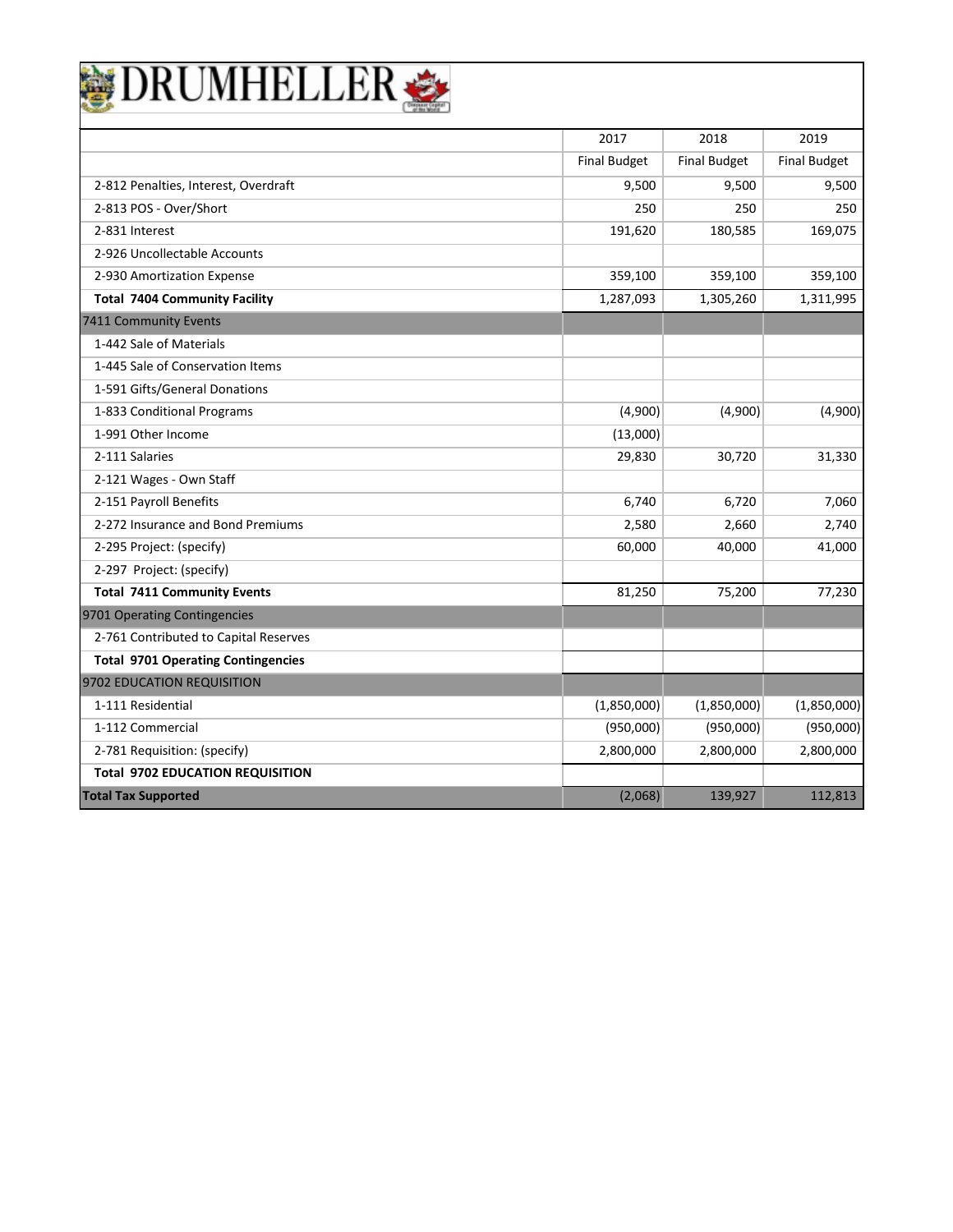# DRUMHELLER

| | 2017 | 2018 | 2019 |
|---|---|---|---|
| | Final Budget | Final Budget | Final Budget |
| 2-812 Penalties, Interest, Overdraft | 9,500 | 9,500 | 9,500 |
| 2-813 POS - Over/Short | 250 | 250 | 250 |
| 2-831 Interest | 191,620 | 180,585 | 169,075 |
| 2-926 Uncollectable Accounts | | | |
| 2-930 Amortization Expense | 359,100 | 359,100 | 359,100 |
| **Total 7404 Community Facility** | 1,287,093 | 1,305,260 | 1,311,995 |
| 7411 Community Events | | | |
| 1-442 Sale of Materials | | | |
| 1-445 Sale of Conservation Items | | | |
| 1-591 Gifts/General Donations | | | |
| 1-833 Conditional Programs | (4,900) | (4,900) | (4,900) |
| 1-991 Other Income | (13,000) | | |
| 2-111 Salaries | 29,830 | 30,720 | 31,330 |
| 2-121 Wages - Own Staff | | | |
| 2-151 Payroll Benefits | 6,740 | 6,720 | 7,060 |
| 2-272 Insurance and Bond Premiums | 2,580 | 2,660 | 2,740 |
| 2-295 Project: (specify) | 60,000 | 40,000 | 41,000 |
| 2-297 Project: (specify) | | | |
| **Total 7411 Community Events** | 81,250 | 75,200 | 77,230 |
| 9701 Operating Contingencies | | | |
| 2-761 Contributed to Capital Reserves | | | |
| **Total 9701 Operating Contingencies** | | | |
| 9702 EDUCATION REQUISITION | | | |
| 1-111 Residential | (1,850,000) | (1,850,000) | (1,850,000) |
| 1-112 Commercial | (950,000) | (950,000) | (950,000) |
| 2-781 Requisition: (specify) | 2,800,000 | 2,800,000 | 2,800,000 |
| **Total 9702 EDUCATION REQUISITION** | | | |
| **Total Tax Supported** | (2,068) | 139,927 | 112,813 |